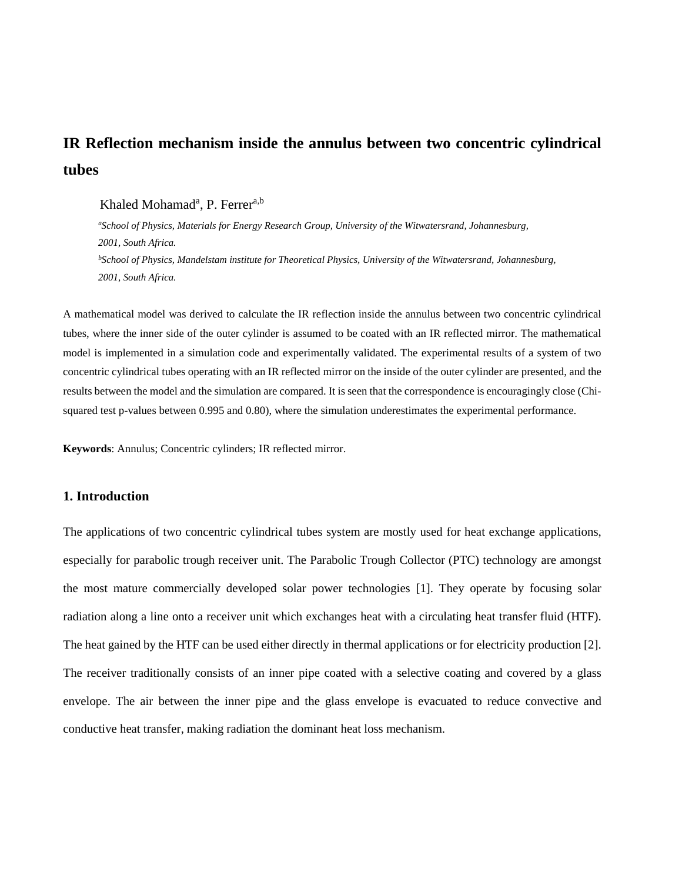# IR Reflection mechanism inside the annulus between two concentric cylindrical tubes

Khaled Mohamad[a], P. Ferrer[a,b]

[a]*School of Physics, Materials for Energy Research Group, University of the Witwatersrand, Johannesburg, 2001, South Africa.*

[b]*School of Physics, Mandelstam institute for Theoretical Physics, University of the Witwatersrand, Johannesburg, 2001, South Africa.*

A mathematical model was derived to calculate the IR reflection inside the annulus between two concentric cylindrical tubes, where the inner side of the outer cylinder is assumed to be coated with an IR reflected mirror. The mathematical model is implemented in a simulation code and experimentally validated. The experimental results of a system of two concentric cylindrical tubes operating with an IR reflected mirror on the inside of the outer cylinder are presented, and the results between the model and the simulation are compared. It is seen that the correspondence is encouragingly close (Chi-squared test p-values between 0.995 and 0.80), where the simulation underestimates the experimental performance.

**Keywords**: Annulus; Concentric cylinders; IR reflected mirror.

## 1. Introduction

The applications of two concentric cylindrical tubes system are mostly used for heat exchange applications, especially for parabolic trough receiver unit. The Parabolic Trough Collector (PTC) technology are amongst the most mature commercially developed solar power technologies [1]. They operate by focusing solar radiation along a line onto a receiver unit which exchanges heat with a circulating heat transfer fluid (HTF). The heat gained by the HTF can be used either directly in thermal applications or for electricity production [2]. The receiver traditionally consists of an inner pipe coated with a selective coating and covered by a glass envelope. The air between the inner pipe and the glass envelope is evacuated to reduce convective and conductive heat transfer, making radiation the dominant heat loss mechanism.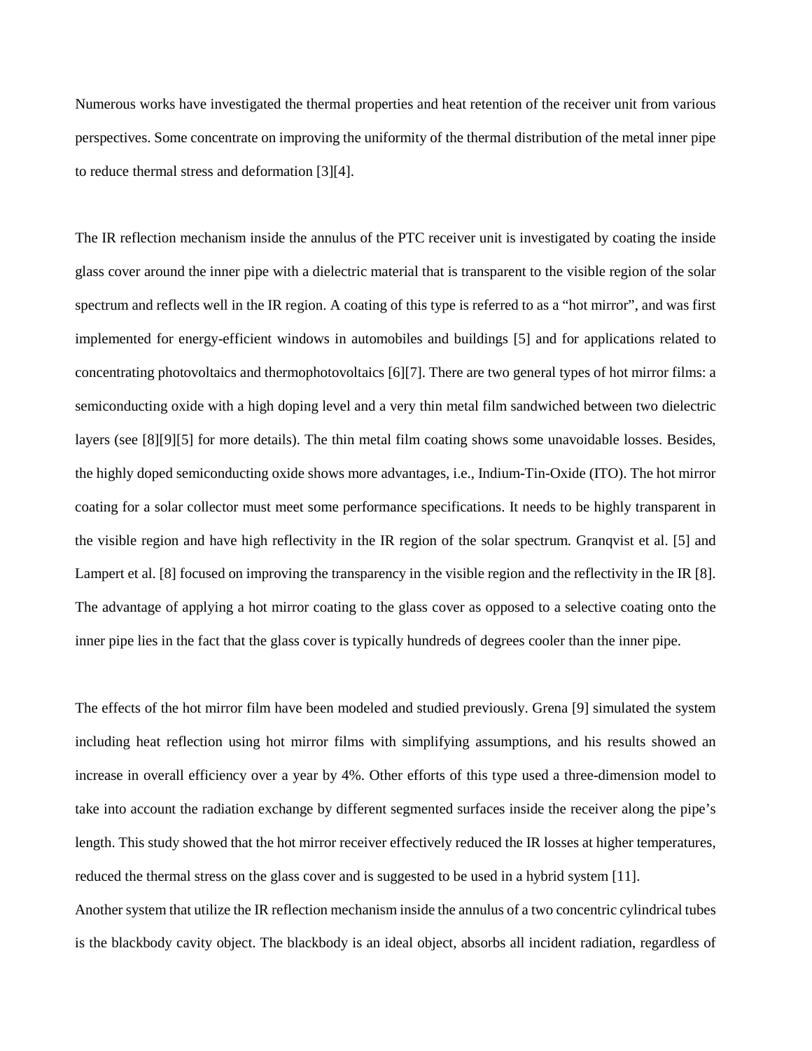Numerous works have investigated the thermal properties and heat retention of the receiver unit from various perspectives. Some concentrate on improving the uniformity of the thermal distribution of the metal inner pipe to reduce thermal stress and deformation [3][4].

The IR reflection mechanism inside the annulus of the PTC receiver unit is investigated by coating the inside glass cover around the inner pipe with a dielectric material that is transparent to the visible region of the solar spectrum and reflects well in the IR region. A coating of this type is referred to as a "hot mirror", and was first implemented for energy-efficient windows in automobiles and buildings [5] and for applications related to concentrating photovoltaics and thermophotovoltaics [6][7]. There are two general types of hot mirror films: a semiconducting oxide with a high doping level and a very thin metal film sandwiched between two dielectric layers (see [8][9][5] for more details). The thin metal film coating shows some unavoidable losses. Besides, the highly doped semiconducting oxide shows more advantages, i.e., Indium-Tin-Oxide (ITO). The hot mirror coating for a solar collector must meet some performance specifications. It needs to be highly transparent in the visible region and have high reflectivity in the IR region of the solar spectrum. Granqvist et al. [5] and Lampert et al. [8] focused on improving the transparency in the visible region and the reflectivity in the IR [8]. The advantage of applying a hot mirror coating to the glass cover as opposed to a selective coating onto the inner pipe lies in the fact that the glass cover is typically hundreds of degrees cooler than the inner pipe.

The effects of the hot mirror film have been modeled and studied previously. Grena [9] simulated the system including heat reflection using hot mirror films with simplifying assumptions, and his results showed an increase in overall efficiency over a year by 4%. Other efforts of this type used a three-dimension model to take into account the radiation exchange by different segmented surfaces inside the receiver along the pipe's length. This study showed that the hot mirror receiver effectively reduced the IR losses at higher temperatures, reduced the thermal stress on the glass cover and is suggested to be used in a hybrid system [11].

Another system that utilize the IR reflection mechanism inside the annulus of a two concentric cylindrical tubes is the blackbody cavity object. The blackbody is an ideal object, absorbs all incident radiation, regardless of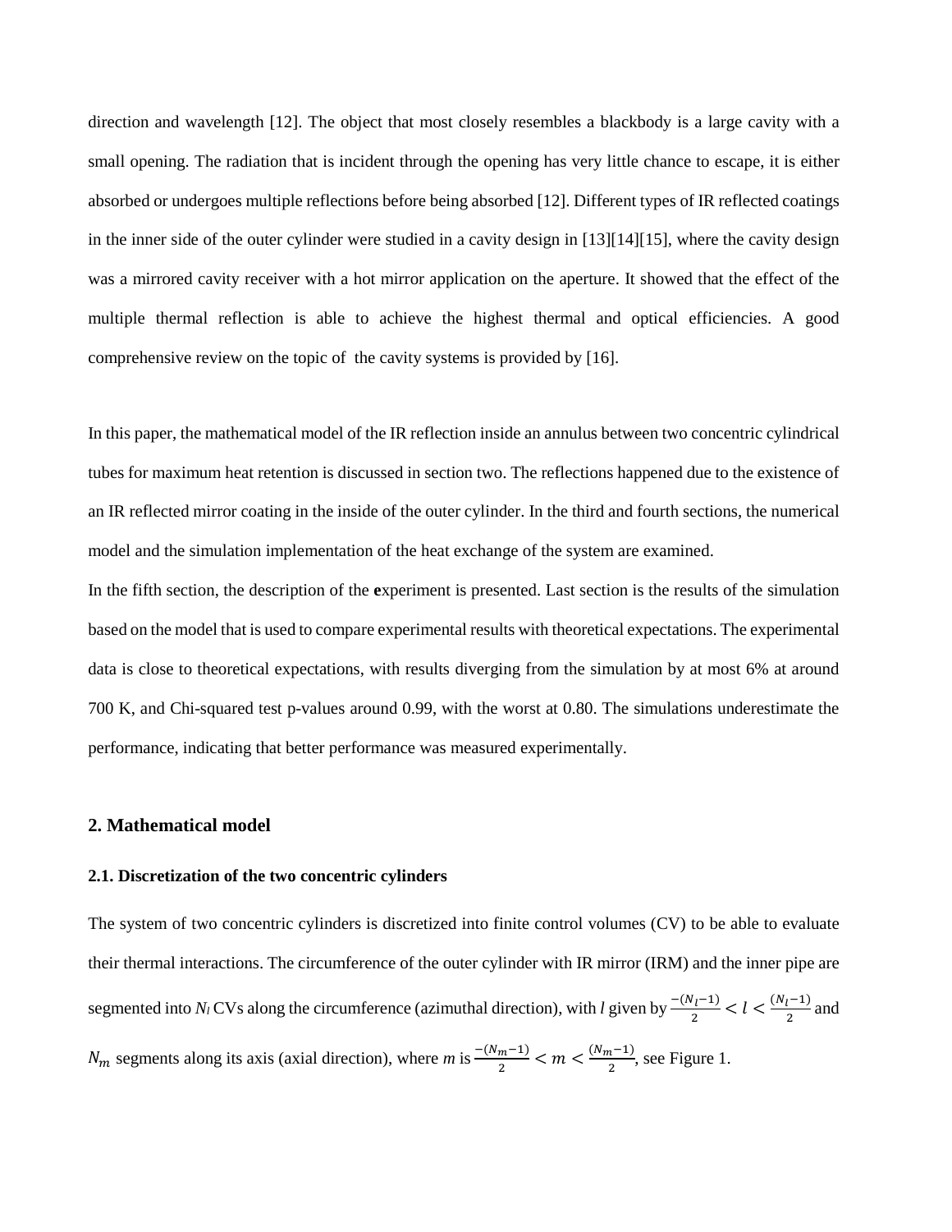direction and wavelength [12]. The object that most closely resembles a blackbody is a large cavity with a small opening. The radiation that is incident through the opening has very little chance to escape, it is either absorbed or undergoes multiple reflections before being absorbed [12]. Different types of IR reflected coatings in the inner side of the outer cylinder were studied in a cavity design in [13][14][15], where the cavity design was a mirrored cavity receiver with a hot mirror application on the aperture. It showed that the effect of the multiple thermal reflection is able to achieve the highest thermal and optical efficiencies. A good comprehensive review on the topic of the cavity systems is provided by [16].

In this paper, the mathematical model of the IR reflection inside an annulus between two concentric cylindrical tubes for maximum heat retention is discussed in section two. The reflections happened due to the existence of an IR reflected mirror coating in the inside of the outer cylinder. In the third and fourth sections, the numerical model and the simulation implementation of the heat exchange of the system are examined.

In the fifth section, the description of the **e**xperiment is presented. Last section is the results of the simulation based on the model that is used to compare experimental results with theoretical expectations. The experimental data is close to theoretical expectations, with results diverging from the simulation by at most 6% at around 700 K, and Chi-squared test p-values around 0.99, with the worst at 0.80. The simulations underestimate the performance, indicating that better performance was measured experimentally.

## 2. Mathematical model

### 2.1. Discretization of the two concentric cylinders

The system of two concentric cylinders is discretized into finite control volumes (CV) to be able to evaluate their thermal interactions. The circumference of the outer cylinder with IR mirror (IRM) and the inner pipe are segmented into $N_l$ CVs along the circumference (azimuthal direction), with $l$ given by $\frac{-(N_l-1)}{2} < l < \frac{(N_l-1)}{2}$ and $N_m$ segments along its axis (axial direction), where $m$ is $\frac{-(N_m-1)}{2} < m < \frac{(N_m-1)}{2}$, see Figure 1.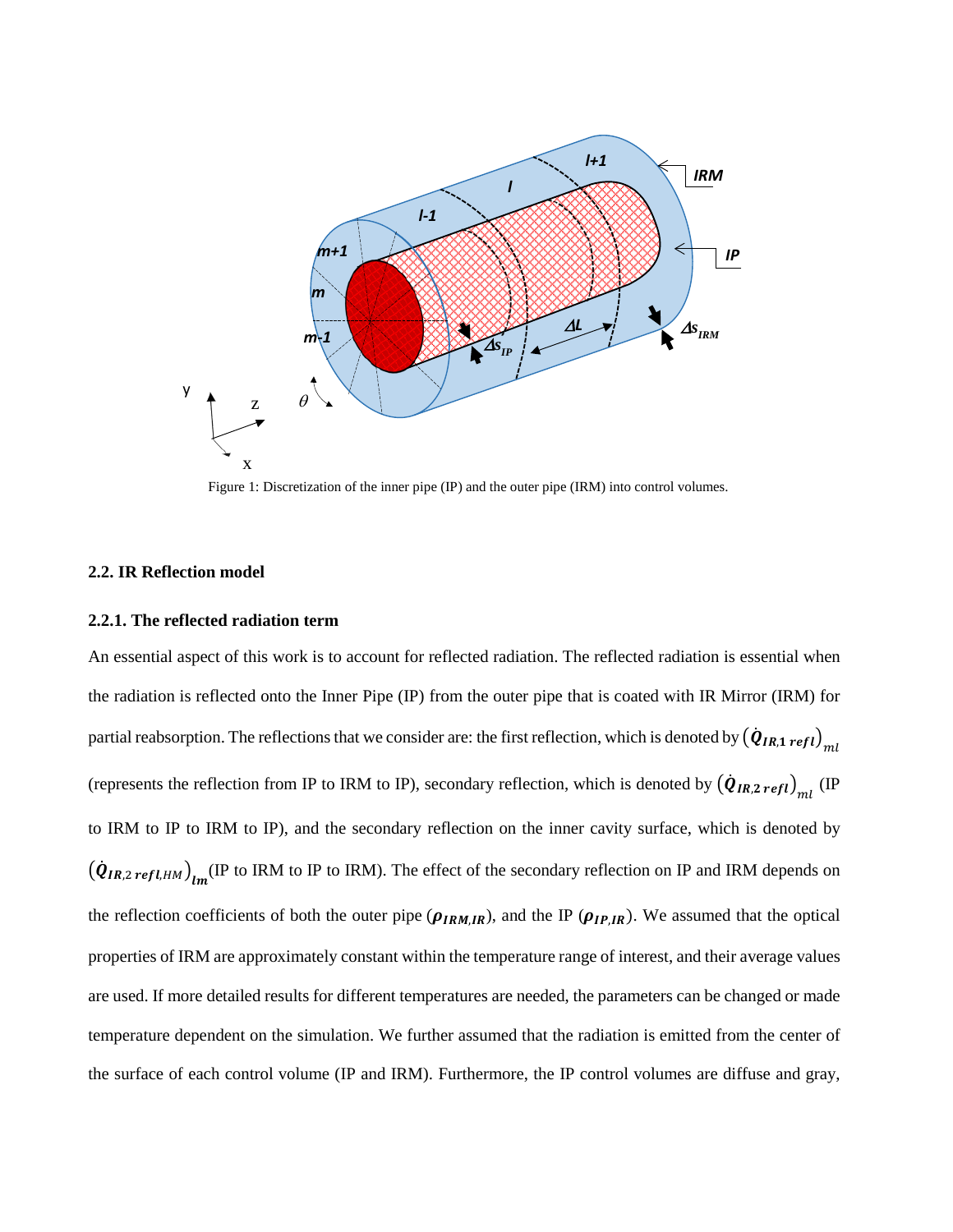Figure 1: Discretization of the inner pipe (IP) and the outer pipe (IRM) into control volumes.

### 2.2. IR Reflection model

#### 2.2.1. The reflected radiation term

An essential aspect of this work is to account for reflected radiation. The reflected radiation is essential when the radiation is reflected onto the Inner Pipe (IP) from the outer pipe that is coated with IR Mirror (IRM) for partial reabsorption. The reflections that we consider are: the first reflection, which is denoted by $\left(\dot{\boldsymbol{Q}}_{\boldsymbol{IR},\boldsymbol{1}\ \boldsymbol{refl}}\right)_{ml}$ (represents the reflection from IP to IRM to IP), secondary reflection, which is denoted by $\left(\dot{\boldsymbol{Q}}_{\boldsymbol{IR},2\ \boldsymbol{refl}}\right)_{ml}$ (IP to IRM to IP to IRM to IP), and the secondary reflection on the inner cavity surface, which is denoted by $\left(\dot{\boldsymbol{Q}}_{\boldsymbol{IR},2\ \boldsymbol{refl},HM}\right)_{\boldsymbol{lm}}$(IP to IRM to IP to IRM). The effect of the secondary reflection on IP and IRM depends on the reflection coefficients of both the outer pipe ($\boldsymbol{\rho}_{\boldsymbol{IRM},\boldsymbol{IR}}$), and the IP ($\boldsymbol{\rho}_{\boldsymbol{IP},\boldsymbol{IR}}$). We assumed that the optical properties of IRM are approximately constant within the temperature range of interest, and their average values are used. If more detailed results for different temperatures are needed, the parameters can be changed or made temperature dependent on the simulation. We further assumed that the radiation is emitted from the center of the surface of each control volume (IP and IRM). Furthermore, the IP control volumes are diffuse and gray,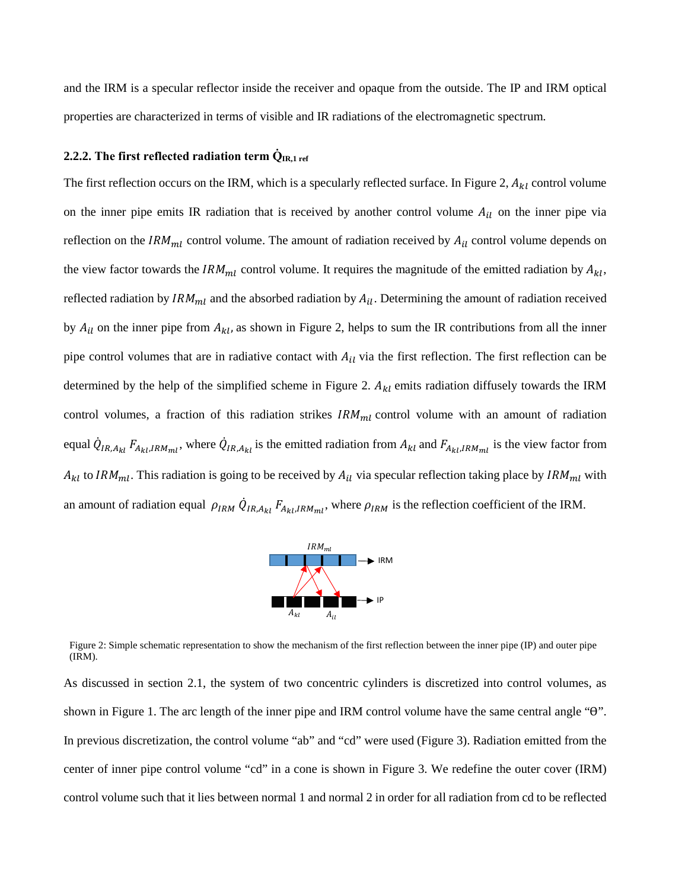and the IRM is a specular reflector inside the receiver and opaque from the outside. The IP and IRM optical properties are characterized in terms of visible and IR radiations of the electromagnetic spectrum.

### 2.2.2. The first reflected radiation term $\dot{Q}_{IR,1\,ref}$

The first reflection occurs on the IRM, which is a specularly reflected surface. In Figure 2, $A_{kl}$ control volume on the inner pipe emits IR radiation that is received by another control volume $A_{il}$ on the inner pipe via reflection on the $IRM_{ml}$ control volume. The amount of radiation received by $A_{il}$ control volume depends on the view factor towards the $IRM_{ml}$ control volume. It requires the magnitude of the emitted radiation by $A_{kl}$, reflected radiation by $IRM_{ml}$ and the absorbed radiation by $A_{il}$. Determining the amount of radiation received by $A_{il}$ on the inner pipe from $A_{kl}$, as shown in Figure 2, helps to sum the IR contributions from all the inner pipe control volumes that are in radiative contact with $A_{il}$ via the first reflection. The first reflection can be determined by the help of the simplified scheme in Figure 2. $A_{kl}$ emits radiation diffusely towards the IRM control volumes, a fraction of this radiation strikes $IRM_{ml}$ control volume with an amount of radiation equal $\dot{Q}_{IR,A_{kl}}\,F_{A_{kl},IRM_{ml}}$, where $\dot{Q}_{IR,A_{kl}}$ is the emitted radiation from $A_{kl}$ and $F_{A_{kl},IRM_{ml}}$ is the view factor from $A_{kl}$ to $IRM_{ml}$. This radiation is going to be received by $A_{il}$ via specular reflection taking place by $IRM_{ml}$ with an amount of radiation equal $\rho_{IRM}\,\dot{Q}_{IR,A_{kl}}\,F_{A_{kl},IRM_{ml}}$, where $\rho_{IRM}$ is the reflection coefficient of the IRM.

Figure 2: Simple schematic representation to show the mechanism of the first reflection between the inner pipe (IP) and outer pipe (IRM).

As discussed in section 2.1, the system of two concentric cylinders is discretized into control volumes, as shown in Figure 1. The arc length of the inner pipe and IRM control volume have the same central angle "θ". In previous discretization, the control volume "ab" and "cd" were used (Figure 3). Radiation emitted from the center of inner pipe control volume "cd" in a cone is shown in Figure 3. We redefine the outer cover (IRM) control volume such that it lies between normal 1 and normal 2 in order for all radiation from cd to be reflected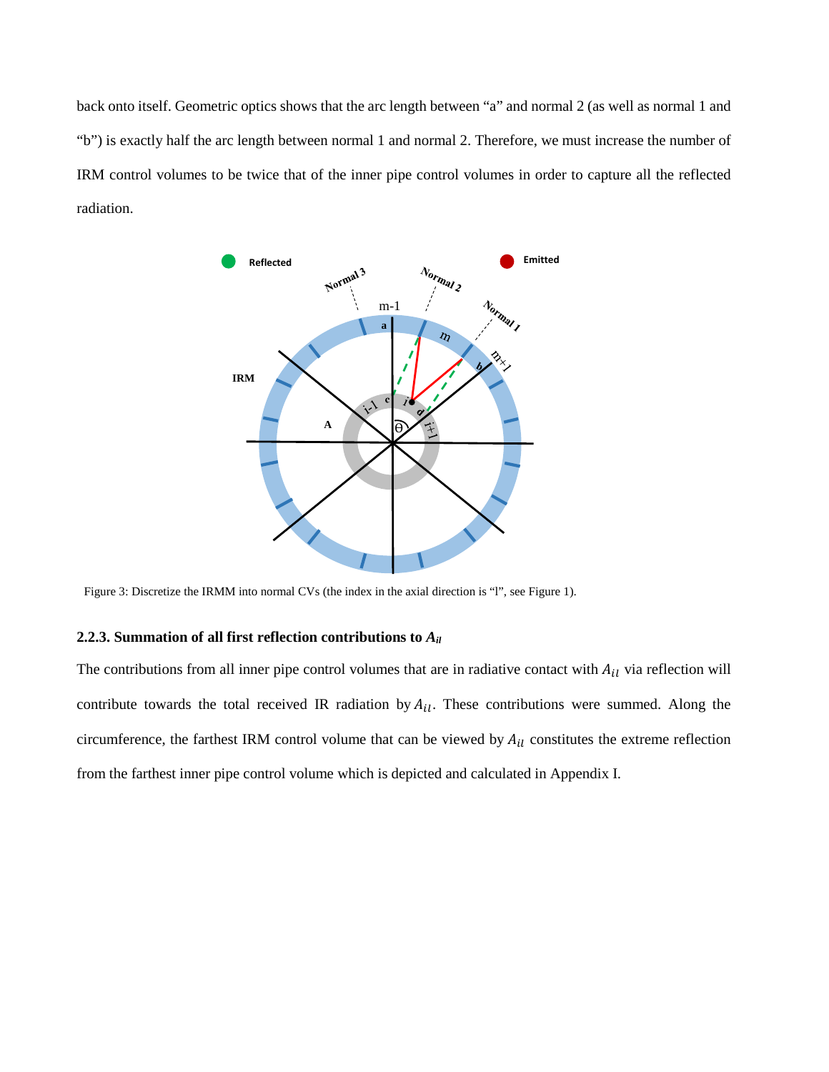back onto itself. Geometric optics shows that the arc length between “a” and normal 2 (as well as normal 1 and “b”) is exactly half the arc length between normal 1 and normal 2. Therefore, we must increase the number of IRM control volumes to be twice that of the inner pipe control volumes in order to capture all the reflected radiation.

Figure 3: Discretize the IRMM into normal CVs (the index in the axial direction is “l”, see Figure 1).

### 2.2.3. Summation of all first reflection contributions to $A_{il}$

The contributions from all inner pipe control volumes that are in radiative contact with $A_{il}$ via reflection will contribute towards the total received IR radiation by $A_{il}$. These contributions were summed. Along the circumference, the farthest IRM control volume that can be viewed by $A_{il}$ constitutes the extreme reflection from the farthest inner pipe control volume which is depicted and calculated in Appendix I.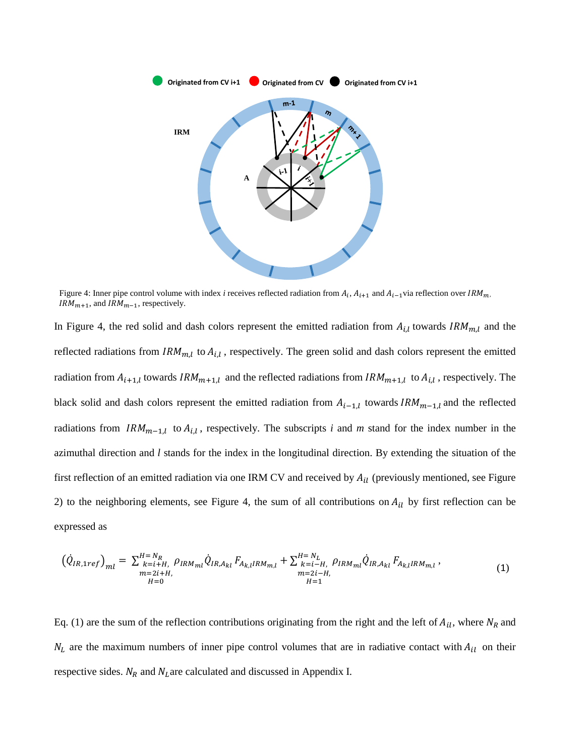Figure 4: Inner pipe control volume with index $i$ receives reflected radiation from $A_i$, $A_{i+1}$ and $A_{i-1}$ via reflection over $IRM_m$, $IRM_{m+1}$, and $IRM_{m-1}$, respectively.

In Figure 4, the red solid and dash colors represent the emitted radiation from $A_{i,l}$ towards $IRM_{m,l}$ and the reflected radiations from $IRM_{m,l}$ to $A_{i,l}$, respectively. The green solid and dash colors represent the emitted radiation from $A_{i+1,l}$ towards $IRM_{m+1,l}$ and the reflected radiations from $IRM_{m+1,l}$ to $A_{i,l}$, respectively. The black solid and dash colors represent the emitted radiation from $A_{i-1,l}$ towards $IRM_{m-1,l}$ and the reflected radiations from $IRM_{m-1,l}$ to $A_{i,l}$, respectively. The subscripts $i$ and $m$ stand for the index number in the azimuthal direction and $l$ stands for the index in the longitudinal direction. By extending the situation of the first reflection of an emitted radiation via one IRM CV and received by $A_{il}$ (previously mentioned, see Figure 2) to the neighboring elements, see Figure 4, the sum of all contributions on $A_{il}$ by first reflection can be expressed as

$$\left(\dot{Q}_{IR,1ref}\right)_{ml} = \sum_{\substack{k=i+H,\\ m=2i+H,\\ H=0}}^{H=N_R} \rho_{IRM_{ml}} \dot{Q}_{IR,A_{kl}} F_{A_{k,l}IRM_{m,l}} + \sum_{\substack{k=i-H,\\ m=2i-H,\\ H=1}}^{H=N_L} \rho_{IRM_{ml}} \dot{Q}_{IR,A_{kl}} F_{A_{k,l}IRM_{m,l}}, \tag{1}$$

Eq. (1) are the sum of the reflection contributions originating from the right and the left of $A_{il}$, where $N_R$ and $N_L$ are the maximum numbers of inner pipe control volumes that are in radiative contact with $A_{il}$ on their respective sides. $N_R$ and $N_L$ are calculated and discussed in Appendix I.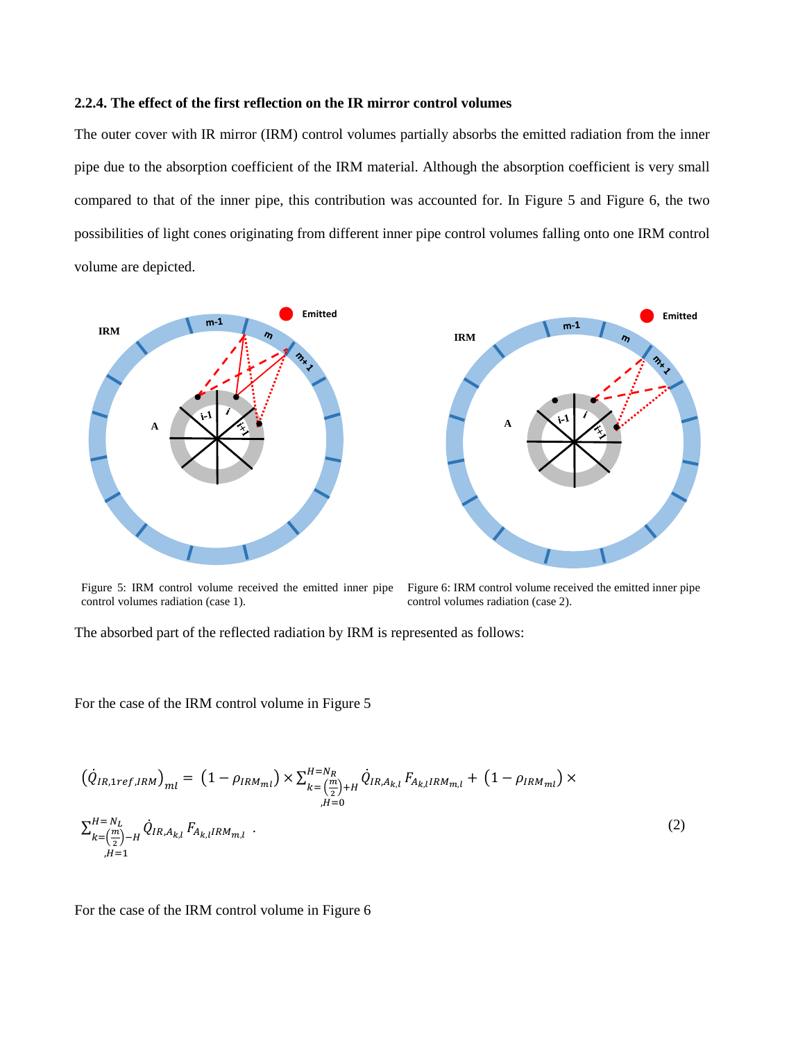### 2.2.4. The effect of the first reflection on the IR mirror control volumes

The outer cover with IR mirror (IRM) control volumes partially absorbs the emitted radiation from the inner pipe due to the absorption coefficient of the IRM material. Although the absorption coefficient is very small compared to that of the inner pipe, this contribution was accounted for. In Figure 5 and Figure 6, the two possibilities of light cones originating from different inner pipe control volumes falling onto one IRM control volume are depicted.

Figure 5: IRM control volume received the emitted inner pipe control volumes radiation (case 1).

Figure 6: IRM control volume received the emitted inner pipe control volumes radiation (case 2).

The absorbed part of the reflected radiation by IRM is represented as follows:

For the case of the IRM control volume in Figure 5

$$\left(\dot{Q}_{IR,1ref,IRM}\right)_{ml} = \left(1 - \rho_{IRM_{ml}}\right) \times \sum_{\substack{k=\left(\frac{m}{2}\right)+H \\ ,H=0}}^{H=N_R} \dot{Q}_{IR,A_{k,l}} F_{A_{k,l}IRM_{m,l}} + \left(1 - \rho_{IRM_{ml}}\right) \times \sum_{\substack{k=\left(\frac{m}{2}\right)-H \\ ,H=1}}^{H=N_L} \dot{Q}_{IR,A_{k,l}} F_{A_{k,l}IRM_{m,l}} \quad . \tag{2}$$

For the case of the IRM control volume in Figure 6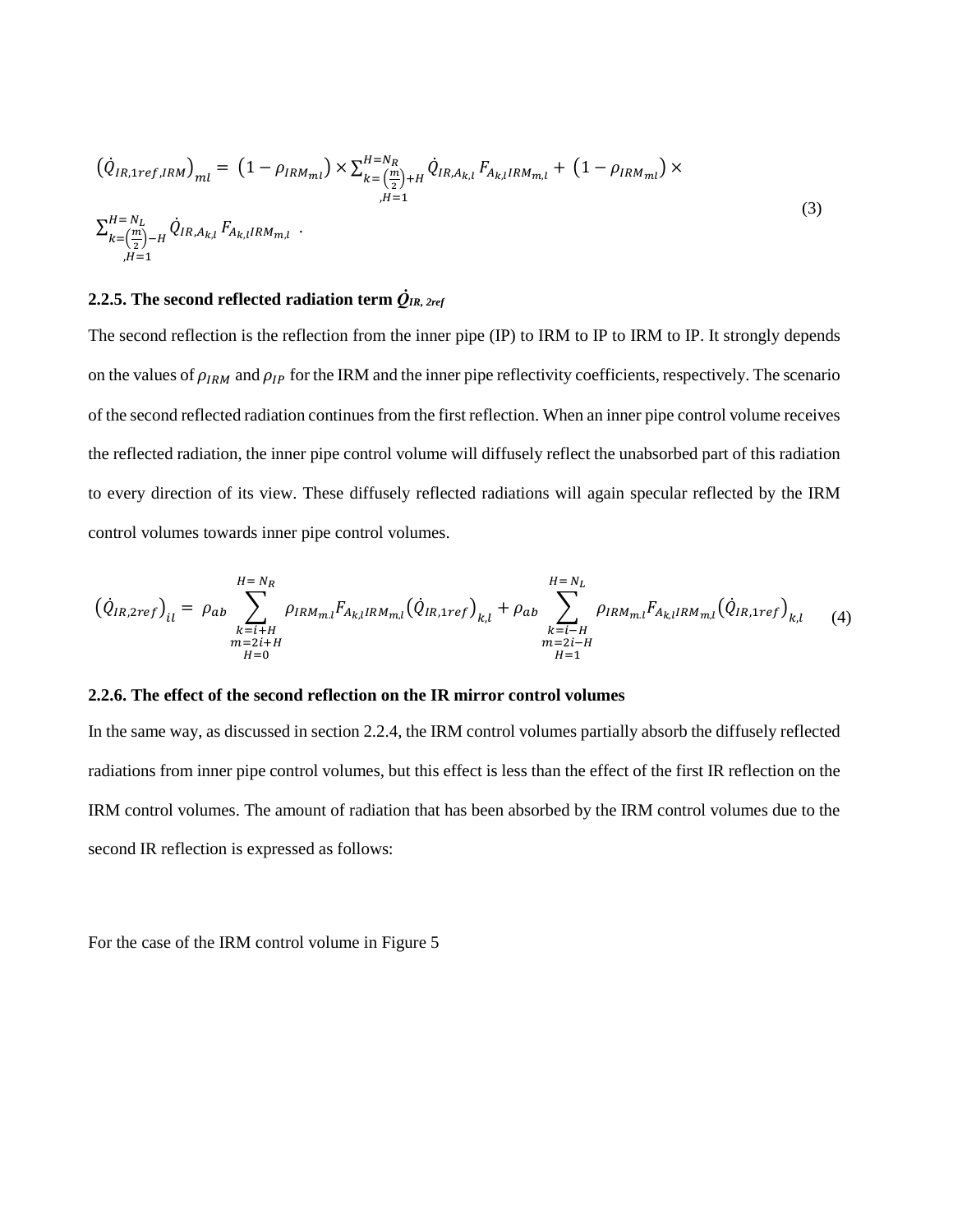$$\left(\dot{Q}_{IR,1ref,IRM}\right)_{ml} = \left(1-\rho_{IRM_{ml}}\right) \times \sum_{\substack{k=\left(\frac{m}{2}\right)+H \\ ,H=1}}^{H=N_R} \dot{Q}_{IR,A_{k,l}}\, F_{A_{k,l}IRM_{m,l}} + \left(1-\rho_{IRM_{ml}}\right) \times \sum_{\substack{k=\left(\frac{m}{2}\right)-H \\ ,H=1}}^{H=N_L} \dot{Q}_{IR,A_{k,l}}\, F_{A_{k,l}IRM_{m,l}} \quad . \tag{3}$$

### 2.2.5. The second reflected radiation term $\dot{Q}_{IR,\,2ref}$

The second reflection is the reflection from the inner pipe (IP) to IRM to IP to IRM to IP. It strongly depends on the values of $\rho_{IRM}$ and $\rho_{IP}$ for the IRM and the inner pipe reflectivity coefficients, respectively. The scenario of the second reflected radiation continues from the first reflection. When an inner pipe control volume receives the reflected radiation, the inner pipe control volume will diffusely reflect the unabsorbed part of this radiation to every direction of its view. These diffusely reflected radiations will again specular reflected by the IRM control volumes towards inner pipe control volumes.

$$\left(\dot{Q}_{IR,2ref}\right)_{il} = \rho_{ab} \sum_{\substack{k=i+H \\ m=2i+H \\ H=0}}^{H=N_R} \rho_{IRM_{m.l}} F_{A_{k,l}IRM_{m,l}} \left(\dot{Q}_{IR,1ref}\right)_{k,l} + \rho_{ab} \sum_{\substack{k=i-H \\ m=2i-H \\ H=1}}^{H=N_L} \rho_{IRM_{m.l}} F_{A_{k,l}IRM_{m,l}} \left(\dot{Q}_{IR,1ref}\right)_{k,l} \tag{4}$$

### 2.2.6. The effect of the second reflection on the IR mirror control volumes

In the same way, as discussed in section 2.2.4, the IRM control volumes partially absorb the diffusely reflected radiations from inner pipe control volumes, but this effect is less than the effect of the first IR reflection on the IRM control volumes. The amount of radiation that has been absorbed by the IRM control volumes due to the second IR reflection is expressed as follows:

For the case of the IRM control volume in Figure 5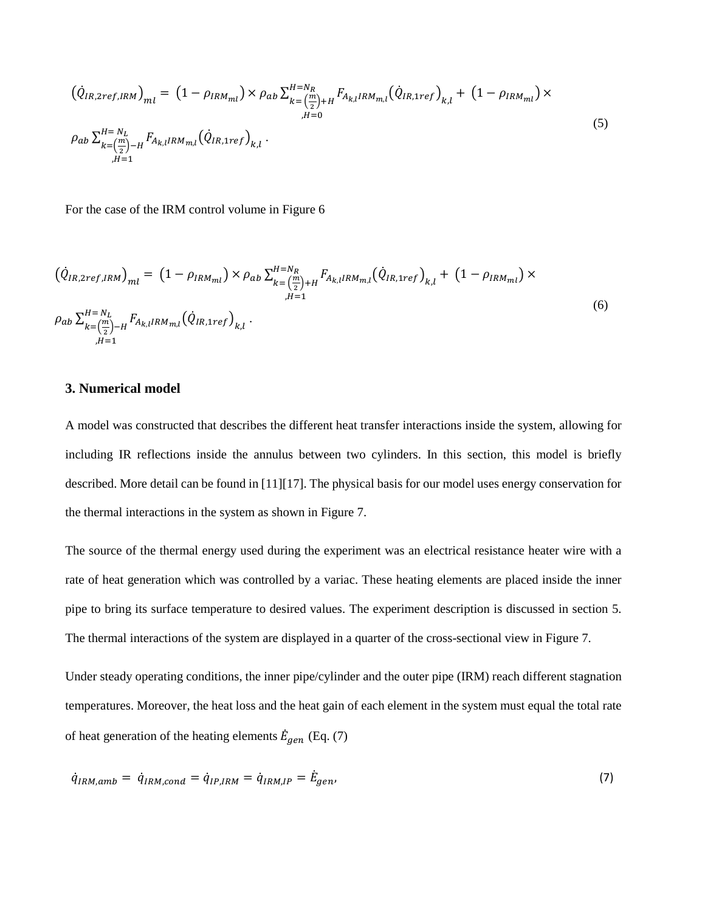$$\left(\dot{Q}_{IR,2ref,IRM}\right)_{ml} = \left(1-\rho_{IRM_{ml}}\right) \times \rho_{ab} \sum_{\substack{k=\left(\frac{m}{2}\right)+H \\ ,H=0}}^{H=N_R} F_{A_{k,l}IRM_{m,l}} \left(\dot{Q}_{IR,1ref}\right)_{k,l} + \left(1-\rho_{IRM_{ml}}\right) \times \rho_{ab} \sum_{\substack{k=\left(\frac{m}{2}\right)-H \\ ,H=1}}^{H=N_L} F_{A_{k,l}IRM_{m,l}} \left(\dot{Q}_{IR,1ref}\right)_{k,l} . \tag{5}$$

For the case of the IRM control volume in Figure 6

$$\left(\dot{Q}_{IR,2ref,IRM}\right)_{ml} = \left(1-\rho_{IRM_{ml}}\right) \times \rho_{ab} \sum_{\substack{k=\left(\frac{m}{2}\right)+H \\ ,H=1}}^{H=N_R} F_{A_{k,l}IRM_{m,l}} \left(\dot{Q}_{IR,1ref}\right)_{k,l} + \left(1-\rho_{IRM_{ml}}\right) \times \rho_{ab} \sum_{\substack{k=\left(\frac{m}{2}\right)-H \\ ,H=1}}^{H=N_L} F_{A_{k,l}IRM_{m,l}} \left(\dot{Q}_{IR,1ref}\right)_{k,l} . \tag{6}$$

## 3. Numerical model

A model was constructed that describes the different heat transfer interactions inside the system, allowing for including IR reflections inside the annulus between two cylinders. In this section, this model is briefly described. More detail can be found in [11][17]. The physical basis for our model uses energy conservation for the thermal interactions in the system as shown in Figure 7.

The source of the thermal energy used during the experiment was an electrical resistance heater wire with a rate of heat generation which was controlled by a variac. These heating elements are placed inside the inner pipe to bring its surface temperature to desired values. The experiment description is discussed in section 5. The thermal interactions of the system are displayed in a quarter of the cross-sectional view in Figure 7.

Under steady operating conditions, the inner pipe/cylinder and the outer pipe (IRM) reach different stagnation temperatures. Moreover, the heat loss and the heat gain of each element in the system must equal the total rate of heat generation of the heating elements $\dot{E}_{gen}$ (Eq. (7)

$$\dot{q}_{IRM,amb} = \dot{q}_{IRM,cond} = \dot{q}_{IP,IRM} = \dot{q}_{IRM,IP} = \dot{E}_{gen}, \tag{7}$$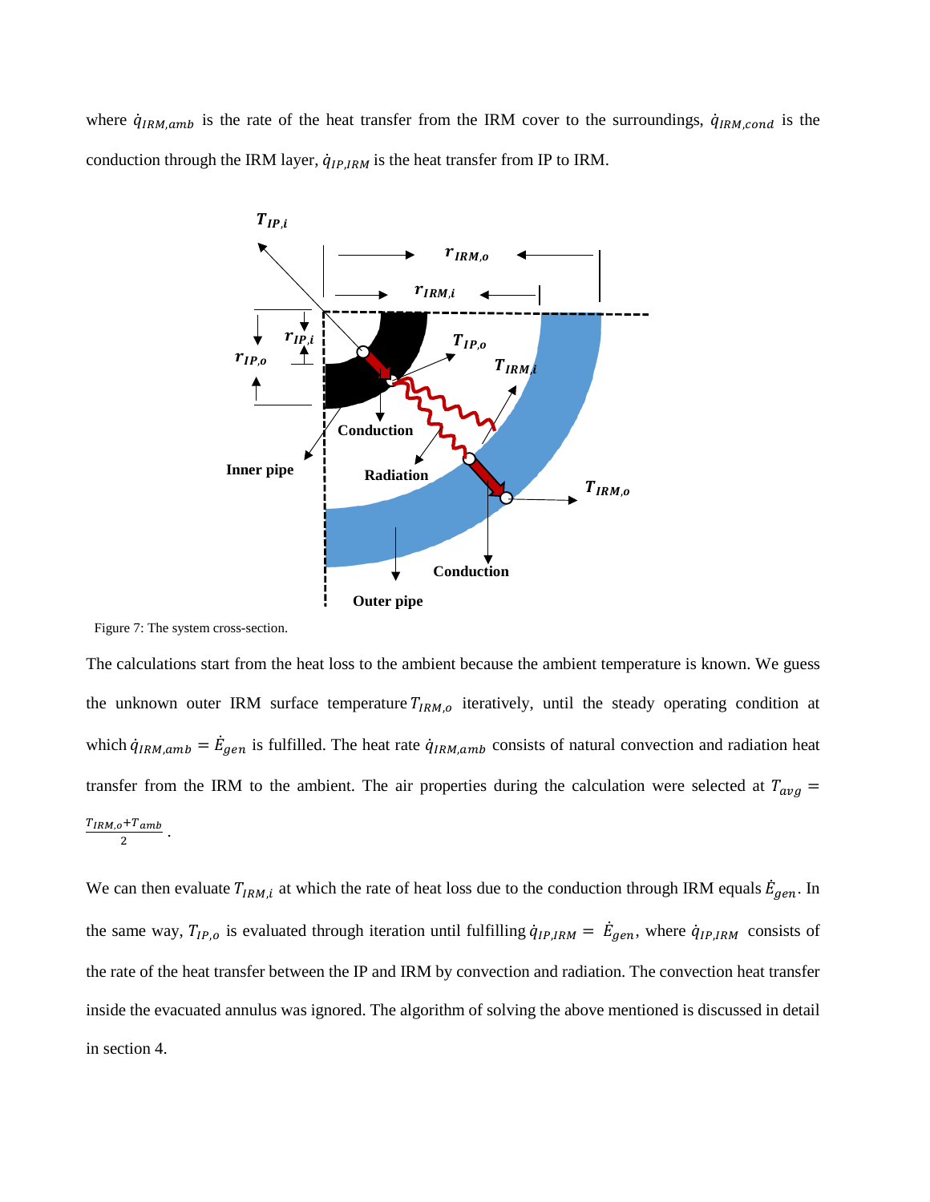where $\dot{q}_{IRM,amb}$ is the rate of the heat transfer from the IRM cover to the surroundings, $\dot{q}_{IRM,cond}$ is the conduction through the IRM layer, $\dot{q}_{IP,IRM}$ is the heat transfer from IP to IRM.

Figure 7: The system cross-section.

The calculations start from the heat loss to the ambient because the ambient temperature is known. We guess the unknown outer IRM surface temperature $T_{IRM,o}$ iteratively, until the steady operating condition at which $\dot{q}_{IRM,amb} = \dot{E}_{gen}$ is fulfilled. The heat rate $\dot{q}_{IRM,amb}$ consists of natural convection and radiation heat transfer from the IRM to the ambient. The air properties during the calculation were selected at $T_{avg} = \frac{T_{IRM,o}+T_{amb}}{2}$.

We can then evaluate $T_{IRM,i}$ at which the rate of heat loss due to the conduction through IRM equals $\dot{E}_{gen}$. In the same way, $T_{IP,o}$ is evaluated through iteration until fulfilling $\dot{q}_{IP,IRM} = \dot{E}_{gen}$, where $\dot{q}_{IP,IRM}$ consists of the rate of the heat transfer between the IP and IRM by convection and radiation. The convection heat transfer inside the evacuated annulus was ignored. The algorithm of solving the above mentioned is discussed in detail in section 4.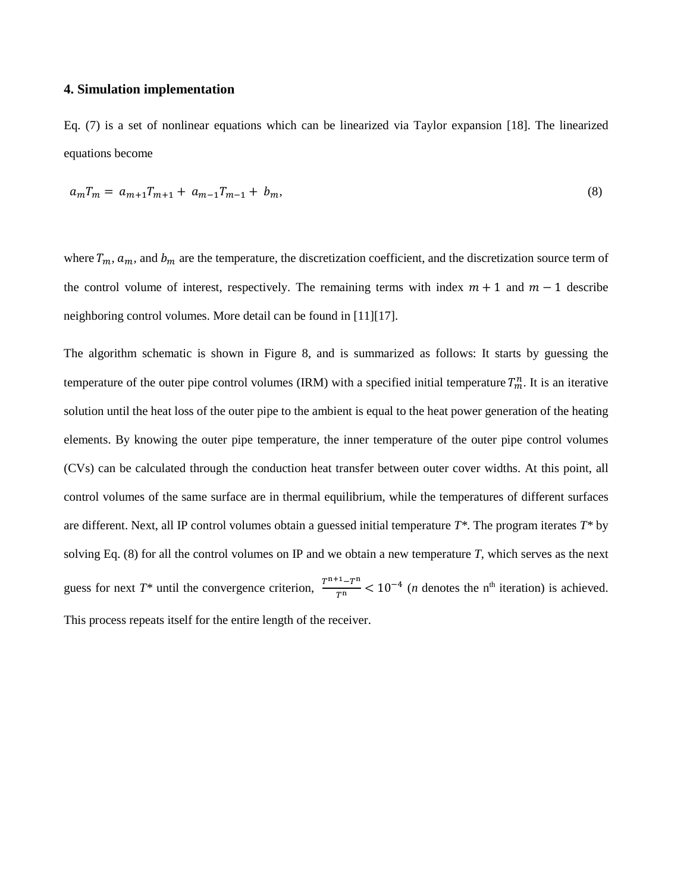### 4. Simulation implementation

Eq. (7) is a set of nonlinear equations which can be linearized via Taylor expansion [18]. The linearized equations become

$$a_m T_m = a_{m+1} T_{m+1} + a_{m-1} T_{m-1} + b_m, \tag{8}$$

where $T_m$, $a_m$, and $b_m$ are the temperature, the discretization coefficient, and the discretization source term of the control volume of interest, respectively. The remaining terms with index $m+1$ and $m-1$ describe neighboring control volumes. More detail can be found in [11][17].

The algorithm schematic is shown in Figure 8, and is summarized as follows: It starts by guessing the temperature of the outer pipe control volumes (IRM) with a specified initial temperature $T_m^n$. It is an iterative solution until the heat loss of the outer pipe to the ambient is equal to the heat power generation of the heating elements. By knowing the outer pipe temperature, the inner temperature of the outer pipe control volumes (CVs) can be calculated through the conduction heat transfer between outer cover widths. At this point, all control volumes of the same surface are in thermal equilibrium, while the temperatures of different surfaces are different. Next, all IP control volumes obtain a guessed initial temperature *T*\*. The program iterates *T*\* by solving Eq. (8) for all the control volumes on IP and we obtain a new temperature *T*, which serves as the next guess for next *T*\* until the convergence criterion, $\frac{T^{n+1}-T^{n}}{T^{n}} < 10^{-4}$ (*n* denotes the n[th] iteration) is achieved. This process repeats itself for the entire length of the receiver.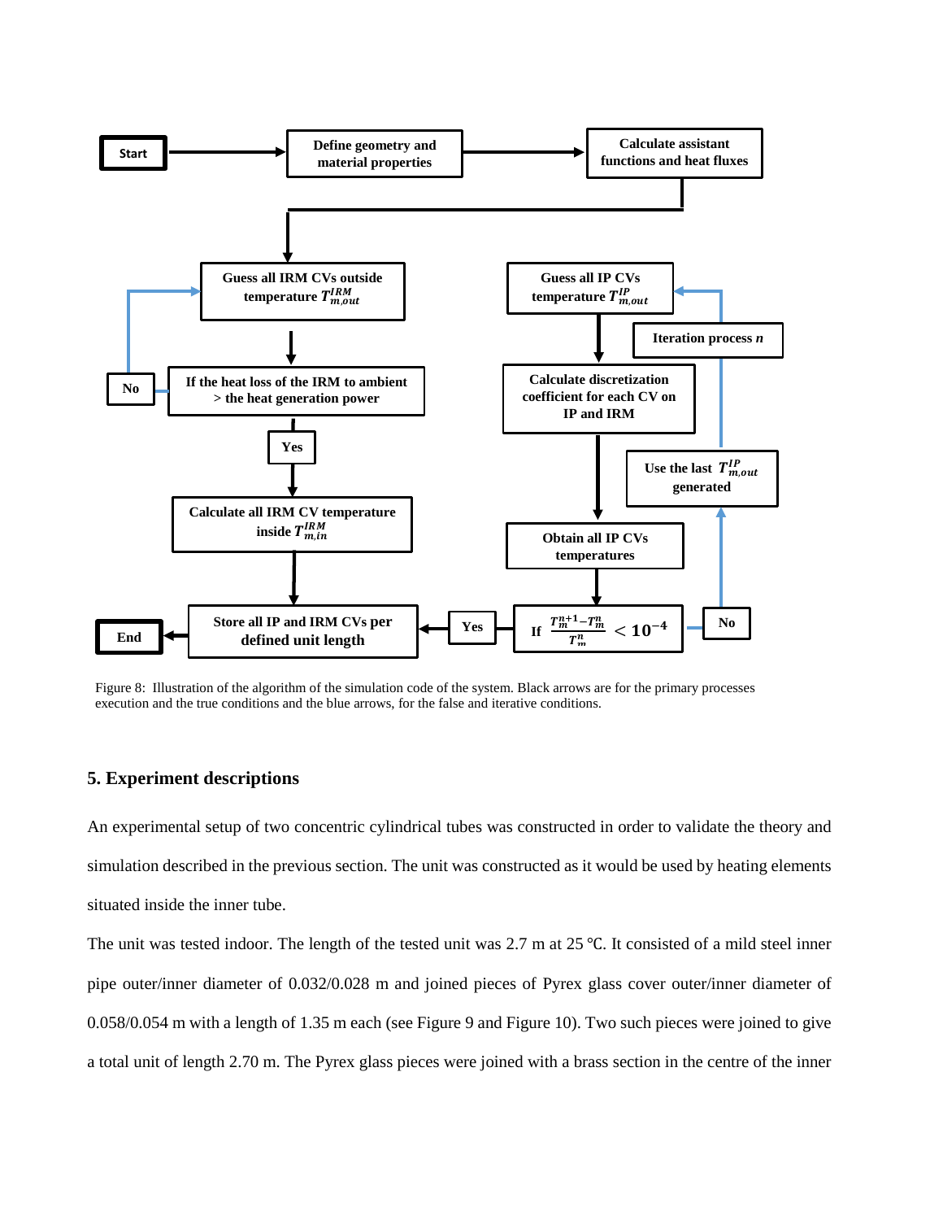Figure 8: Illustration of the algorithm of the simulation code of the system. Black arrows are for the primary processes execution and the true conditions and the blue arrows, for the false and iterative conditions.

## 5. Experiment descriptions

An experimental setup of two concentric cylindrical tubes was constructed in order to validate the theory and simulation described in the previous section. The unit was constructed as it would be used by heating elements situated inside the inner tube.

The unit was tested indoor. The length of the tested unit was 2.7 m at 25 ℃. It consisted of a mild steel inner pipe outer/inner diameter of 0.032/0.028 m and joined pieces of Pyrex glass cover outer/inner diameter of 0.058/0.054 m with a length of 1.35 m each (see Figure 9 and Figure 10). Two such pieces were joined to give a total unit of length 2.70 m. The Pyrex glass pieces were joined with a brass section in the centre of the inner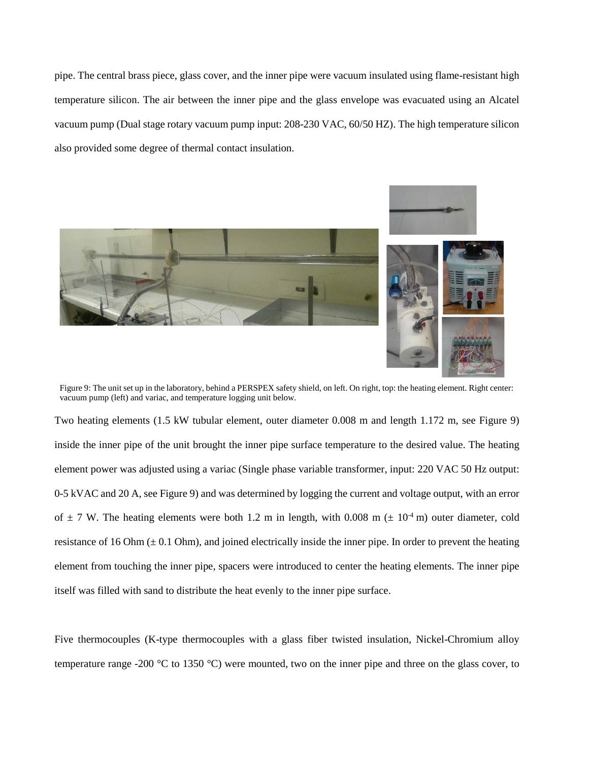pipe. The central brass piece, glass cover, and the inner pipe were vacuum insulated using flame-resistant high temperature silicon. The air between the inner pipe and the glass envelope was evacuated using an Alcatel vacuum pump (Dual stage rotary vacuum pump input: 208-230 VAC, 60/50 HZ). The high temperature silicon also provided some degree of thermal contact insulation.

Figure 9: The unit set up in the laboratory, behind a PERSPEX safety shield, on left. On right, top: the heating element. Right center: vacuum pump (left) and variac, and temperature logging unit below.

Two heating elements (1.5 kW tubular element, outer diameter 0.008 m and length 1.172 m, see Figure 9) inside the inner pipe of the unit brought the inner pipe surface temperature to the desired value. The heating element power was adjusted using a variac (Single phase variable transformer, input: 220 VAC 50 Hz output: 0-5 kVAC and 20 A, see Figure 9) and was determined by logging the current and voltage output, with an error of ± 7 W. The heating elements were both 1.2 m in length, with 0.008 m (± $10^{-4}$ m) outer diameter, cold resistance of 16 Ohm (± 0.1 Ohm), and joined electrically inside the inner pipe. In order to prevent the heating element from touching the inner pipe, spacers were introduced to center the heating elements. The inner pipe itself was filled with sand to distribute the heat evenly to the inner pipe surface.

Five thermocouples (K-type thermocouples with a glass fiber twisted insulation, Nickel-Chromium alloy temperature range -200 °C to 1350 °C) were mounted, two on the inner pipe and three on the glass cover, to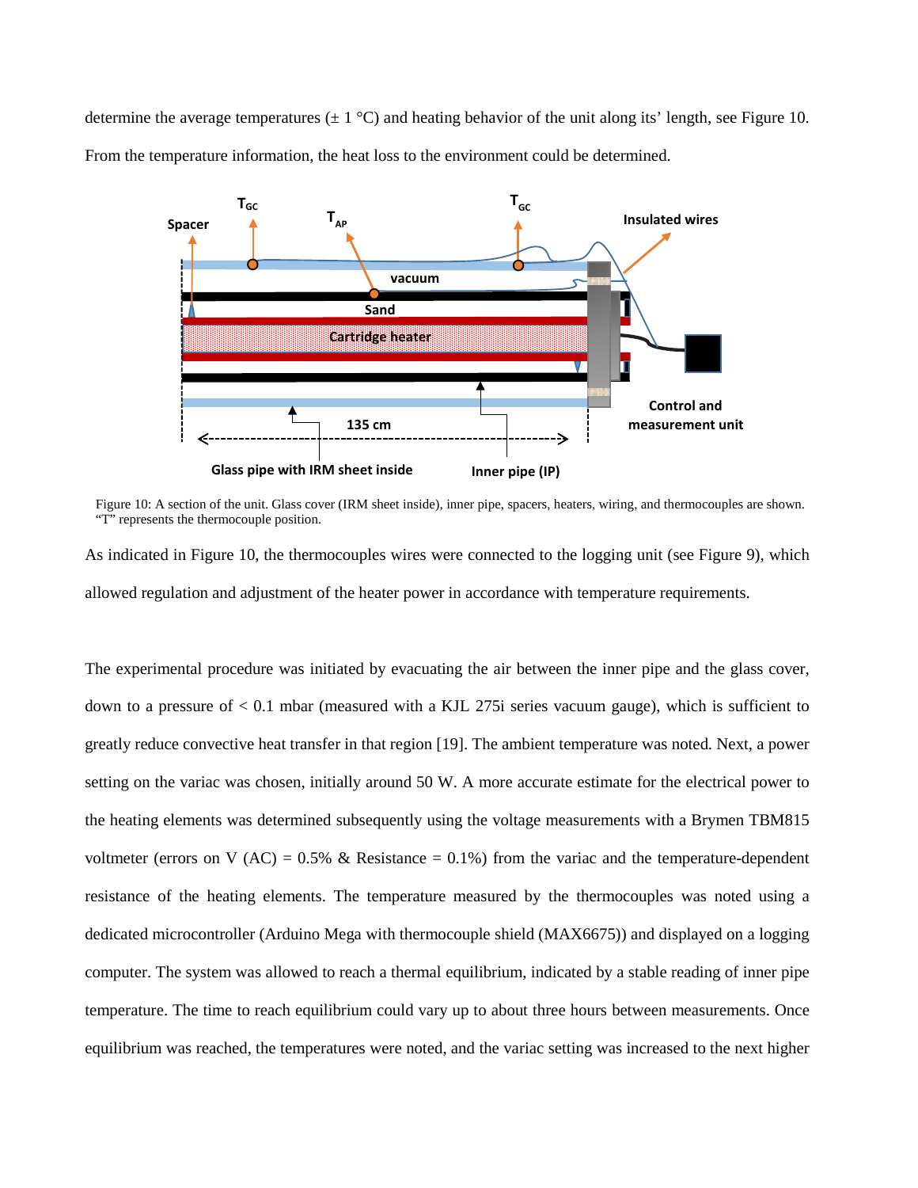determine the average temperatures (± 1 °C) and heating behavior of the unit along its' length, see Figure 10. From the temperature information, the heat loss to the environment could be determined.

Figure 10: A section of the unit. Glass cover (IRM sheet inside), inner pipe, spacers, heaters, wiring, and thermocouples are shown. "T" represents the thermocouple position.

As indicated in Figure 10, the thermocouples wires were connected to the logging unit (see Figure 9), which allowed regulation and adjustment of the heater power in accordance with temperature requirements.

The experimental procedure was initiated by evacuating the air between the inner pipe and the glass cover, down to a pressure of < 0.1 mbar (measured with a KJL 275i series vacuum gauge), which is sufficient to greatly reduce convective heat transfer in that region [19]. The ambient temperature was noted. Next, a power setting on the variac was chosen, initially around 50 W. A more accurate estimate for the electrical power to the heating elements was determined subsequently using the voltage measurements with a Brymen TBM815 voltmeter (errors on V (AC) = 0.5% & Resistance = 0.1%) from the variac and the temperature-dependent resistance of the heating elements. The temperature measured by the thermocouples was noted using a dedicated microcontroller (Arduino Mega with thermocouple shield (MAX6675)) and displayed on a logging computer. The system was allowed to reach a thermal equilibrium, indicated by a stable reading of inner pipe temperature. The time to reach equilibrium could vary up to about three hours between measurements. Once equilibrium was reached, the temperatures were noted, and the variac setting was increased to the next higher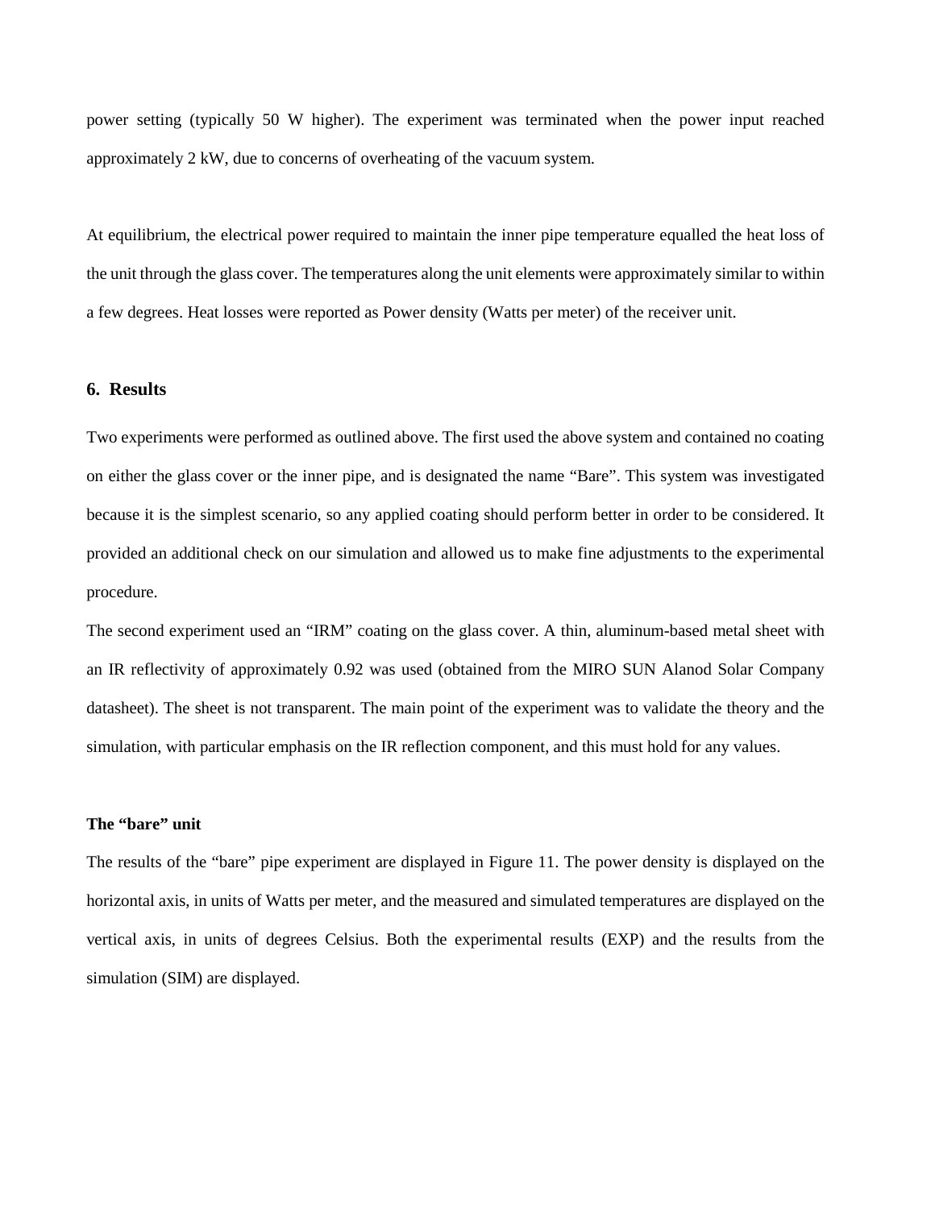power setting (typically 50 W higher). The experiment was terminated when the power input reached approximately 2 kW, due to concerns of overheating of the vacuum system.

At equilibrium, the electrical power required to maintain the inner pipe temperature equalled the heat loss of the unit through the glass cover. The temperatures along the unit elements were approximately similar to within a few degrees. Heat losses were reported as Power density (Watts per meter) of the receiver unit.

## 6. Results

Two experiments were performed as outlined above. The first used the above system and contained no coating on either the glass cover or the inner pipe, and is designated the name "Bare". This system was investigated because it is the simplest scenario, so any applied coating should perform better in order to be considered. It provided an additional check on our simulation and allowed us to make fine adjustments to the experimental procedure.

The second experiment used an "IRM" coating on the glass cover. A thin, aluminum-based metal sheet with an IR reflectivity of approximately 0.92 was used (obtained from the MIRO SUN Alanod Solar Company datasheet). The sheet is not transparent. The main point of the experiment was to validate the theory and the simulation, with particular emphasis on the IR reflection component, and this must hold for any values.

### The "bare" unit

The results of the "bare" pipe experiment are displayed in Figure 11. The power density is displayed on the horizontal axis, in units of Watts per meter, and the measured and simulated temperatures are displayed on the vertical axis, in units of degrees Celsius. Both the experimental results (EXP) and the results from the simulation (SIM) are displayed.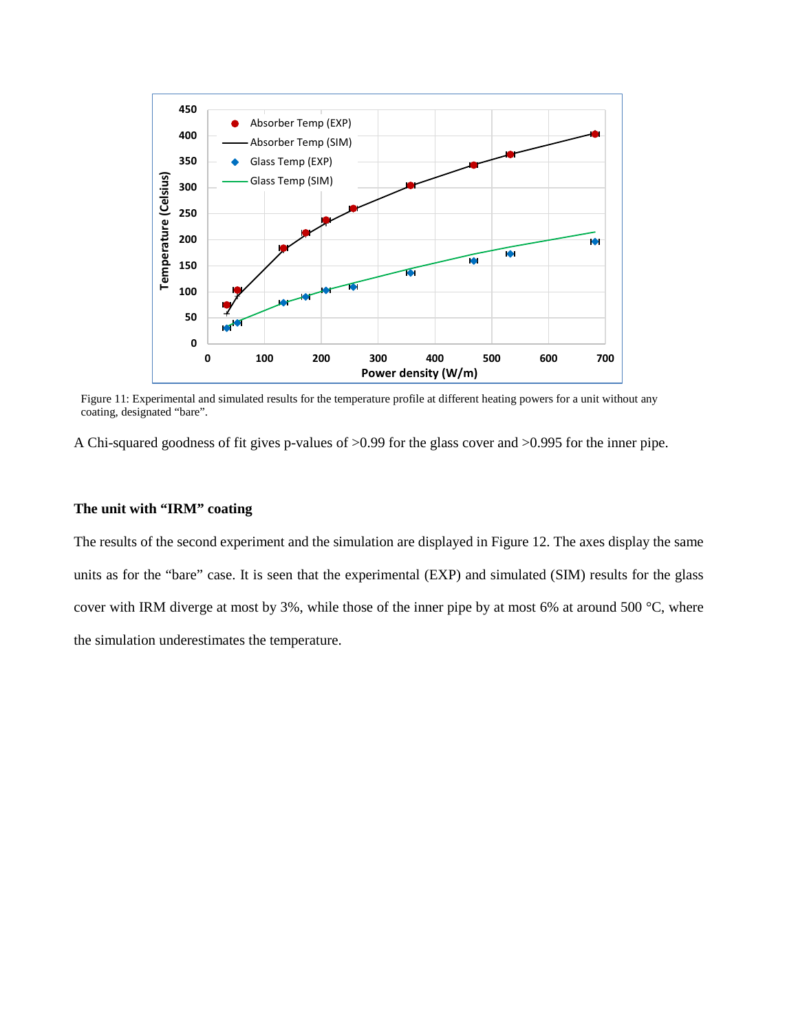Figure 11: Experimental and simulated results for the temperature profile at different heating powers for a unit without any coating, designated “bare”.

A Chi-squared goodness of fit gives p-values of >0.99 for the glass cover and >0.995 for the inner pipe.

### The unit with “IRM” coating

The results of the second experiment and the simulation are displayed in Figure 12. The axes display the same units as for the “bare” case. It is seen that the experimental (EXP) and simulated (SIM) results for the glass cover with IRM diverge at most by 3%, while those of the inner pipe by at most 6% at around 500 °C, where the simulation underestimates the temperature.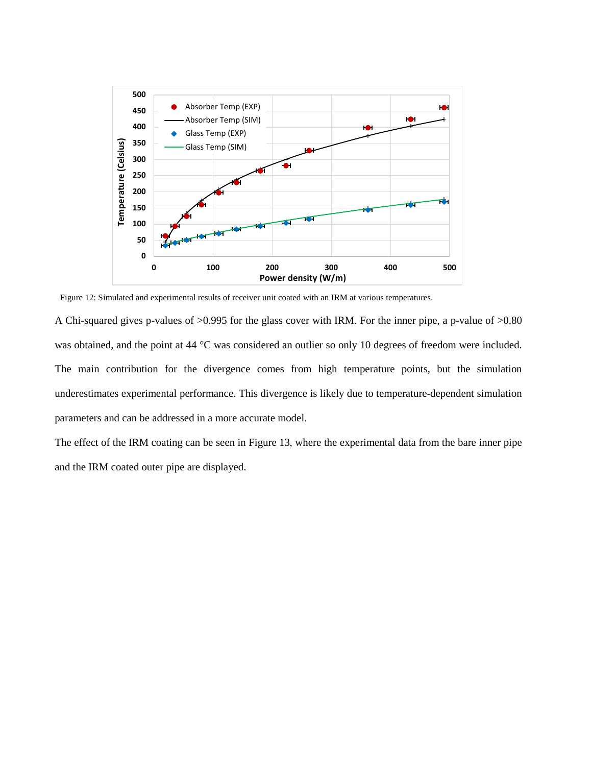Figure 12: Simulated and experimental results of receiver unit coated with an IRM at various temperatures.

A Chi-squared gives p-values of >0.995 for the glass cover with IRM. For the inner pipe, a p-value of >0.80 was obtained, and the point at 44 °C was considered an outlier so only 10 degrees of freedom were included. The main contribution for the divergence comes from high temperature points, but the simulation underestimates experimental performance. This divergence is likely due to temperature-dependent simulation parameters and can be addressed in a more accurate model.

The effect of the IRM coating can be seen in Figure 13, where the experimental data from the bare inner pipe and the IRM coated outer pipe are displayed.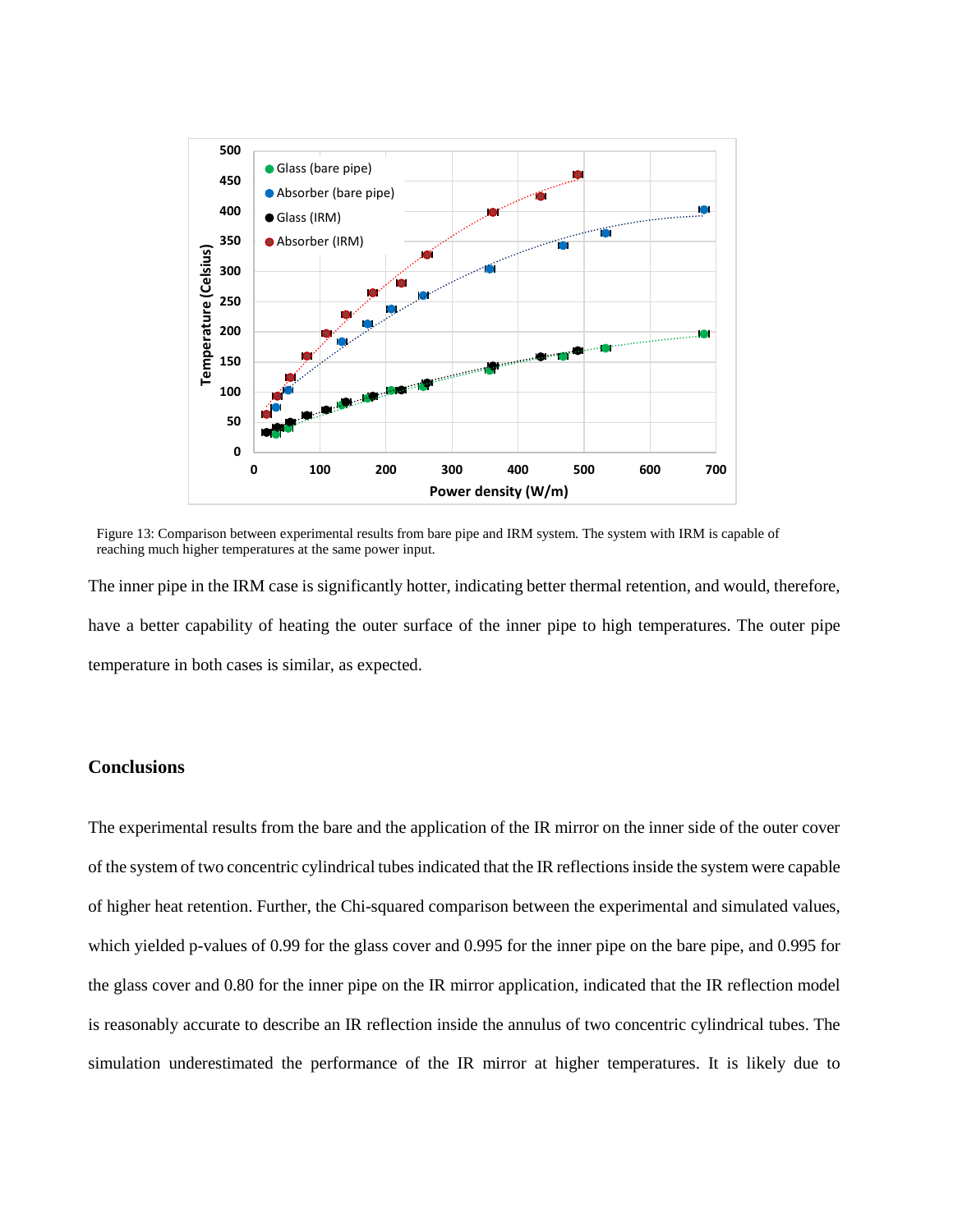Figure 13: Comparison between experimental results from bare pipe and IRM system. The system with IRM is capable of reaching much higher temperatures at the same power input.

The inner pipe in the IRM case is significantly hotter, indicating better thermal retention, and would, therefore, have a better capability of heating the outer surface of the inner pipe to high temperatures. The outer pipe temperature in both cases is similar, as expected.

## Conclusions

The experimental results from the bare and the application of the IR mirror on the inner side of the outer cover of the system of two concentric cylindrical tubes indicated that the IR reflections inside the system were capable of higher heat retention. Further, the Chi-squared comparison between the experimental and simulated values, which yielded p-values of 0.99 for the glass cover and 0.995 for the inner pipe on the bare pipe, and 0.995 for the glass cover and 0.80 for the inner pipe on the IR mirror application, indicated that the IR reflection model is reasonably accurate to describe an IR reflection inside the annulus of two concentric cylindrical tubes. The simulation underestimated the performance of the IR mirror at higher temperatures. It is likely due to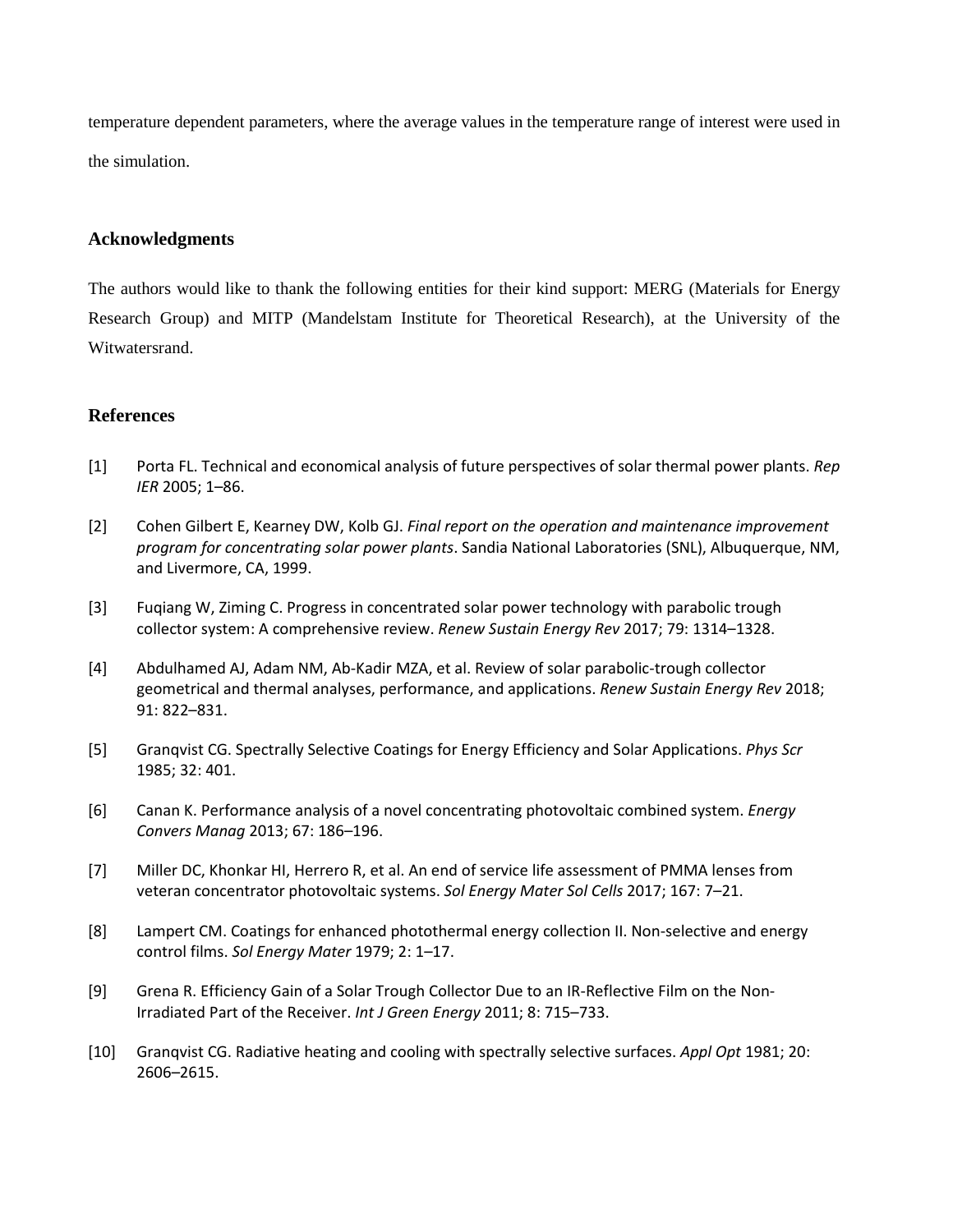temperature dependent parameters, where the average values in the temperature range of interest were used in the simulation.

## Acknowledgments

The authors would like to thank the following entities for their kind support: MERG (Materials for Energy Research Group) and MITP (Mandelstam Institute for Theoretical Research), at the University of the Witwatersrand.

## References

[1] Porta FL. Technical and economical analysis of future perspectives of solar thermal power plants. *Rep IER* 2005; 1–86.

[2] Cohen Gilbert E, Kearney DW, Kolb GJ. *Final report on the operation and maintenance improvement program for concentrating solar power plants*. Sandia National Laboratories (SNL), Albuquerque, NM, and Livermore, CA, 1999.

[3] Fuqiang W, Ziming C. Progress in concentrated solar power technology with parabolic trough collector system: A comprehensive review. *Renew Sustain Energy Rev* 2017; 79: 1314–1328.

[4] Abdulhamed AJ, Adam NM, Ab-Kadir MZA, et al. Review of solar parabolic-trough collector geometrical and thermal analyses, performance, and applications. *Renew Sustain Energy Rev* 2018; 91: 822–831.

[5] Granqvist CG. Spectrally Selective Coatings for Energy Efficiency and Solar Applications. *Phys Scr* 1985; 32: 401.

[6] Canan K. Performance analysis of a novel concentrating photovoltaic combined system. *Energy Convers Manag* 2013; 67: 186–196.

[7] Miller DC, Khonkar HI, Herrero R, et al. An end of service life assessment of PMMA lenses from veteran concentrator photovoltaic systems. *Sol Energy Mater Sol Cells* 2017; 167: 7–21.

[8] Lampert CM. Coatings for enhanced photothermal energy collection II. Non-selective and energy control films. *Sol Energy Mater* 1979; 2: 1–17.

[9] Grena R. Efficiency Gain of a Solar Trough Collector Due to an IR-Reflective Film on the Non-Irradiated Part of the Receiver. *Int J Green Energy* 2011; 8: 715–733.

[10] Granqvist CG. Radiative heating and cooling with spectrally selective surfaces. *Appl Opt* 1981; 20: 2606–2615.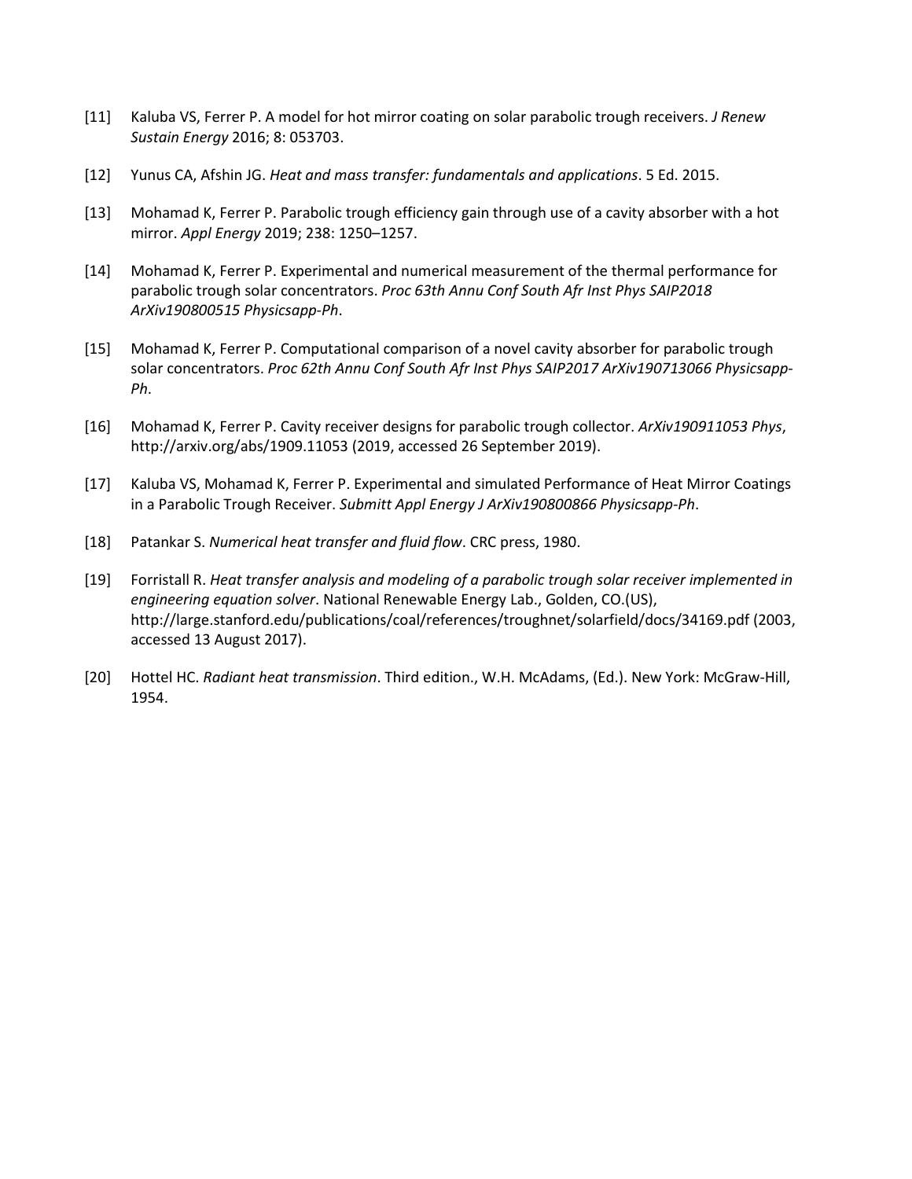[11] Kaluba VS, Ferrer P. A model for hot mirror coating on solar parabolic trough receivers. *J Renew Sustain Energy* 2016; 8: 053703.

[12] Yunus CA, Afshin JG. *Heat and mass transfer: fundamentals and applications*. 5 Ed. 2015.

[13] Mohamad K, Ferrer P. Parabolic trough efficiency gain through use of a cavity absorber with a hot mirror. *Appl Energy* 2019; 238: 1250–1257.

[14] Mohamad K, Ferrer P. Experimental and numerical measurement of the thermal performance for parabolic trough solar concentrators. *Proc 63th Annu Conf South Afr Inst Phys SAIP2018 ArXiv190800515 Physicsapp-Ph*.

[15] Mohamad K, Ferrer P. Computational comparison of a novel cavity absorber for parabolic trough solar concentrators. *Proc 62th Annu Conf South Afr Inst Phys SAIP2017 ArXiv190713066 Physicsapp-Ph*.

[16] Mohamad K, Ferrer P. Cavity receiver designs for parabolic trough collector. *ArXiv190911053 Phys*, http://arxiv.org/abs/1909.11053 (2019, accessed 26 September 2019).

[17] Kaluba VS, Mohamad K, Ferrer P. Experimental and simulated Performance of Heat Mirror Coatings in a Parabolic Trough Receiver. *Submitt Appl Energy J ArXiv190800866 Physicsapp-Ph*.

[18] Patankar S. *Numerical heat transfer and fluid flow*. CRC press, 1980.

[19] Forristall R. *Heat transfer analysis and modeling of a parabolic trough solar receiver implemented in engineering equation solver*. National Renewable Energy Lab., Golden, CO.(US), http://large.stanford.edu/publications/coal/references/troughnet/solarfield/docs/34169.pdf (2003, accessed 13 August 2017).

[20] Hottel HC. *Radiant heat transmission*. Third edition., W.H. McAdams, (Ed.). New York: McGraw-Hill, 1954.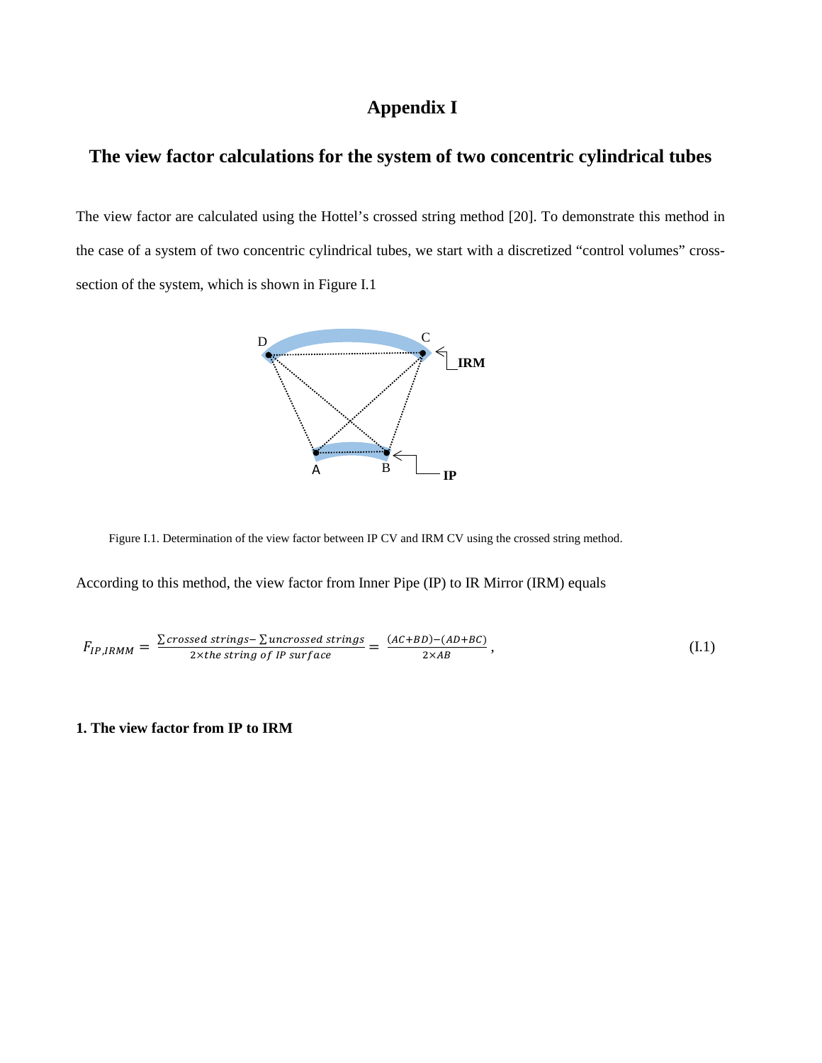# Appendix I

## The view factor calculations for the system of two concentric cylindrical tubes

The view factor are calculated using the Hottel's crossed string method [20]. To demonstrate this method in the case of a system of two concentric cylindrical tubes, we start with a discretized "control volumes" cross-section of the system, which is shown in Figure I.1

Figure I.1. Determination of the view factor between IP CV and IRM CV using the crossed string method.

According to this method, the view factor from Inner Pipe (IP) to IR Mirror (IRM) equals

$$F_{IP,IRMM} = \frac{\sum crossed\ strings - \sum uncrossed\ strings}{2 \times the\ string\ of\ IP\ surface} = \frac{(AC+BD)-(AD+BC)}{2 \times AB}, \tag{I.1}$$

**1. The view factor from IP to IRM**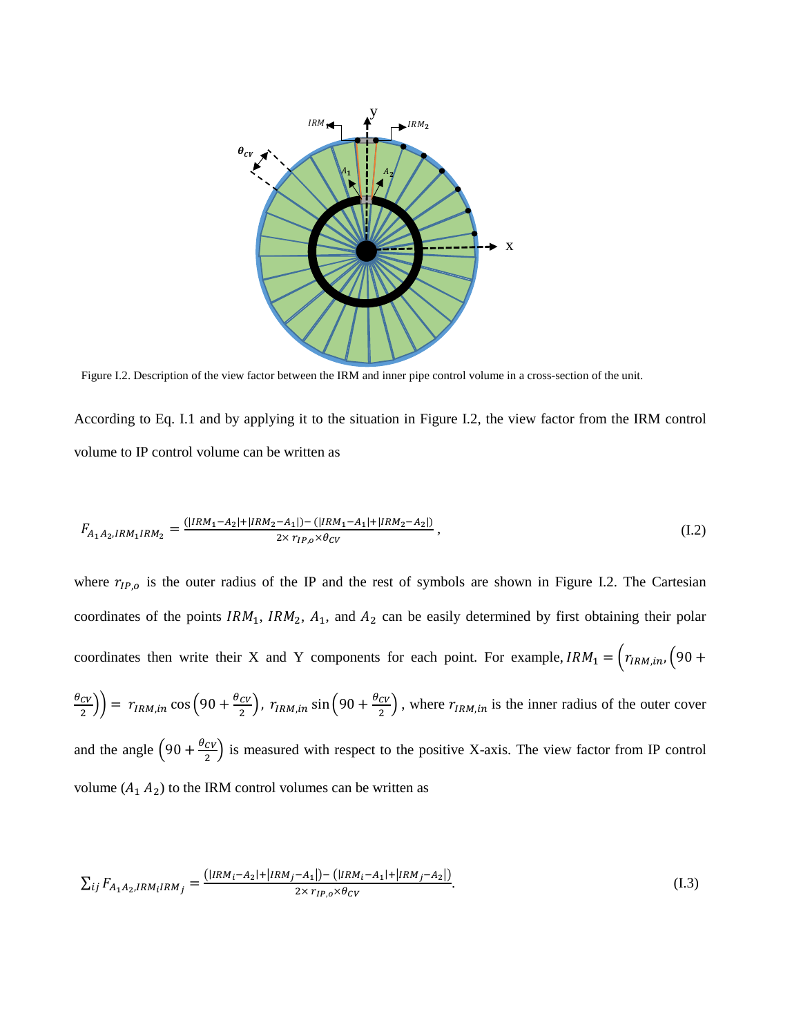Figure I.2. Description of the view factor between the IRM and inner pipe control volume in a cross-section of the unit.

According to Eq. I.1 and by applying it to the situation in Figure I.2, the view factor from the IRM control volume to IP control volume can be written as

$$F_{A_1 A_2, IRM_1 IRM_2} = \frac{(|IRM_1 - A_2| + |IRM_2 - A_1|) - (|IRM_1 - A_1| + |IRM_2 - A_2|)}{2 \times r_{IP,o} \times \theta_{CV}}, \tag{I.2}$$

where $r_{IP,o}$ is the outer radius of the IP and the rest of symbols are shown in Figure I.2. The Cartesian coordinates of the points $IRM_1$, $IRM_2$, $A_1$, and $A_2$ can be easily determined by first obtaining their polar coordinates then write their X and Y components for each point. For example, $IRM_1 = \left(r_{IRM,in}, \left(90 + \frac{\theta_{CV}}{2}\right)\right) = r_{IRM,in} \cos\left(90 + \frac{\theta_{CV}}{2}\right),\ r_{IRM,in} \sin\left(90 + \frac{\theta_{CV}}{2}\right)$, where $r_{IRM,in}$ is the inner radius of the outer cover and the angle $\left(90 + \frac{\theta_{CV}}{2}\right)$ is measured with respect to the positive X-axis. The view factor from IP control volume ($A_1\, A_2$) to the IRM control volumes can be written as

$$\sum_{ij} F_{A_1 A_2, IRM_i IRM_j} = \frac{(|IRM_i - A_2| + |IRM_j - A_1|) - (|IRM_i - A_1| + |IRM_j - A_2|)}{2 \times r_{IP,o} \times \theta_{CV}}. \tag{I.3}$$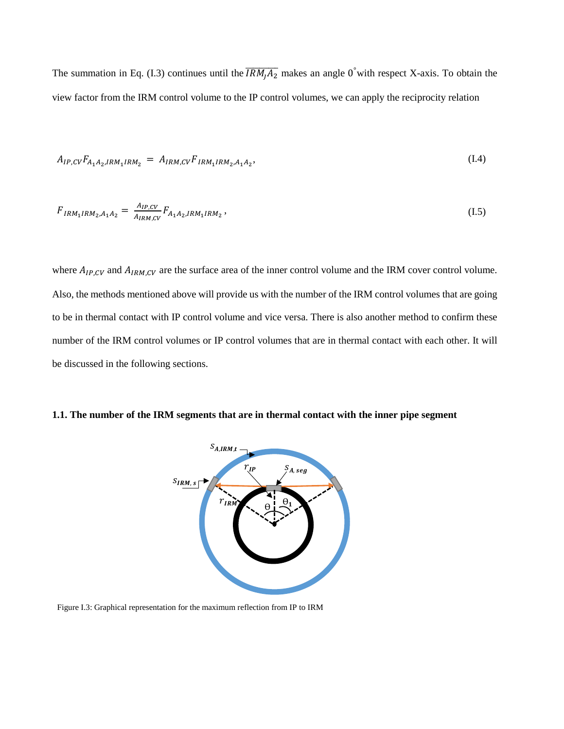The summation in Eq. (I.3) continues until the $\overline{IRM_j A_2}$ makes an angle $0^{\circ}$ with respect X-axis. To obtain the view factor from the IRM control volume to the IP control volumes, we can apply the reciprocity relation

$$A_{IP,CV} F_{A_1 A_2, IRM_1 IRM_2} = A_{IRM,CV} F_{IRM_1 IRM_2, A_1 A_2}, \tag{I.4}$$

$$F_{IRM_1 IRM_2, A_1 A_2} = \frac{A_{IP,CV}}{A_{IRM,CV}} F_{A_1 A_2, IRM_1 IRM_2}, \tag{I.5}$$

where $A_{IP,CV}$ and $A_{IRM,CV}$ are the surface area of the inner control volume and the IRM cover control volume. Also, the methods mentioned above will provide us with the number of the IRM control volumes that are going to be in thermal contact with IP control volume and vice versa. There is also another method to confirm these number of the IRM control volumes or IP control volumes that are in thermal contact with each other. It will be discussed in the following sections.

### 1.1. The number of the IRM segments that are in thermal contact with the inner pipe segment

Figure I.3: Graphical representation for the maximum reflection from IP to IRM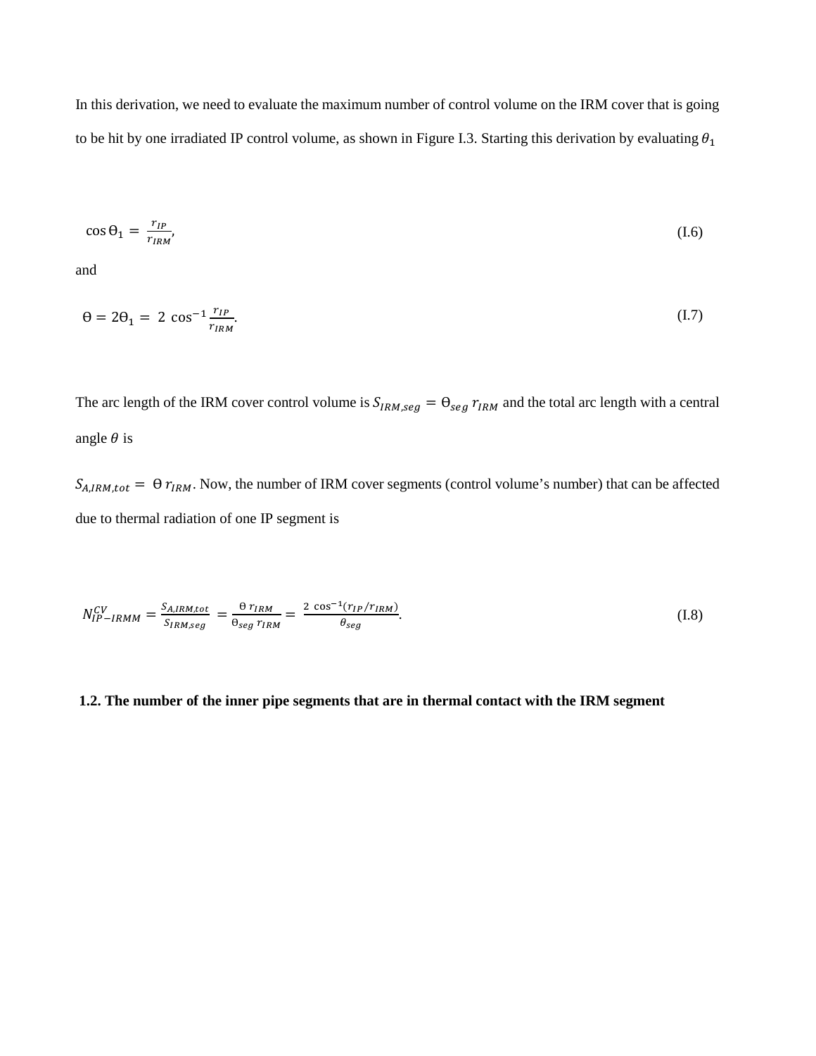In this derivation, we need to evaluate the maximum number of control volume on the IRM cover that is going to be hit by one irradiated IP control volume, as shown in Figure I.3. Starting this derivation by evaluating $\theta_1$

$$\cos \Theta_1 = \frac{r_{IP}}{r_{IRM}}, \tag{I.6}$$

and

$$\Theta = 2\Theta_1 = 2 \cos^{-1} \frac{r_{IP}}{r_{IRM}}. \tag{I.7}$$

The arc length of the IRM cover control volume is $S_{IRM,seg} = \Theta_{seg}\, r_{IRM}$ and the total arc length with a central angle $\theta$ is

$S_{A,IRM,tot} = \Theta\, r_{IRM}$. Now, the number of IRM cover segments (control volume's number) that can be affected due to thermal radiation of one IP segment is

$$N_{IP-IRMM}^{CV} = \frac{S_{A,IRM,tot}}{S_{IRM,seg}} = \frac{\Theta\, r_{IRM}}{\Theta_{seg}\, r_{IRM}} = \frac{2 \cos^{-1}(r_{IP}/r_{IRM})}{\theta_{seg}}. \tag{I.8}$$

**1.2. The number of the inner pipe segments that are in thermal contact with the IRM segment**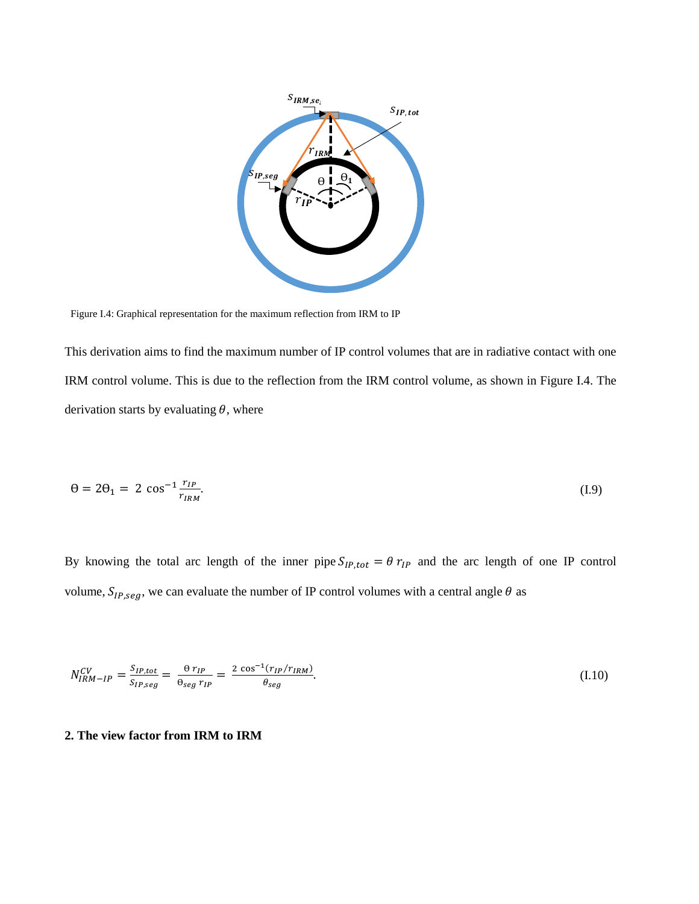Figure I.4: Graphical representation for the maximum reflection from IRM to IP

This derivation aims to find the maximum number of IP control volumes that are in radiative contact with one IRM control volume. This is due to the reflection from the IRM control volume, as shown in Figure I.4. The derivation starts by evaluating $\theta$, where

$$\Theta = 2\Theta_1 = 2\cos^{-1}\frac{r_{IP}}{r_{IRM}}. \tag{I.9}$$

By knowing the total arc length of the inner pipe $S_{IP,tot} = \theta\, r_{IP}$ and the arc length of one IP control volume, $S_{IP,seg}$, we can evaluate the number of IP control volumes with a central angle $\theta$ as

$$N_{IRM-IP}^{CV} = \frac{S_{IP,tot}}{S_{IP,seg}} = \frac{\Theta\, r_{IP}}{\Theta_{seg}\, r_{IP}} = \frac{2\cos^{-1}(r_{IP}/r_{IRM})}{\theta_{seg}}. \tag{I.10}$$

**2. The view factor from IRM to IRM**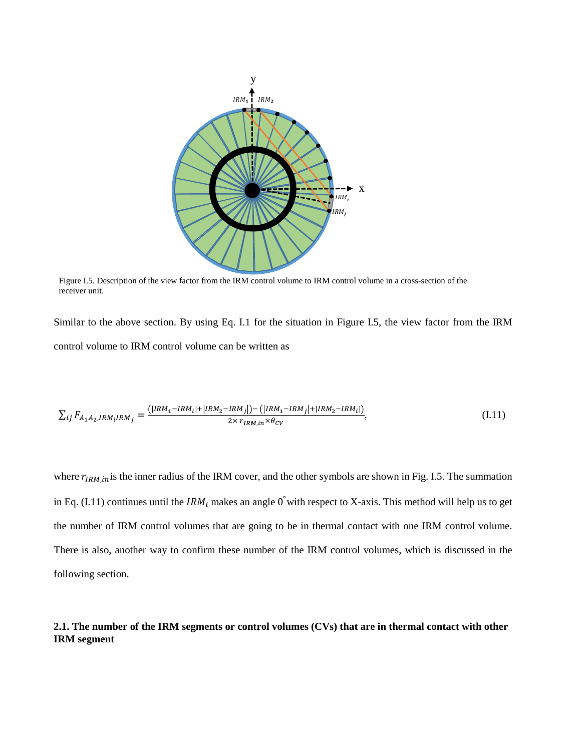Figure I.5. Description of the view factor from the IRM control volume to IRM control volume in a cross-section of the receiver unit.

Similar to the above section. By using Eq. I.1 for the situation in Figure I.5, the view factor from the IRM control volume to IRM control volume can be written as

$$\sum_{ij} F_{A_1A_2,IRM_iIRM_j} = \frac{\left(|IRM_1 - IRM_i| + |IRM_2 - IRM_j|\right) - \left(|IRM_1 - IRM_j| + |IRM_2 - IRM_i|\right)}{2 \times r_{IRM,in} \times \theta_{CV}}, \tag{I.11}$$

where $r_{IRM,in}$ is the inner radius of the IRM cover, and the other symbols are shown in Fig. I.5. The summation in Eq. (I.11) continues until the $IRM_i$ makes an angle $0^{\circ}$ with respect to X-axis. This method will help us to get the number of IRM control volumes that are going to be in thermal contact with one IRM control volume. There is also, another way to confirm these number of the IRM control volumes, which is discussed in the following section.

### 2.1. The number of the IRM segments or control volumes (CVs) that are in thermal contact with other IRM segment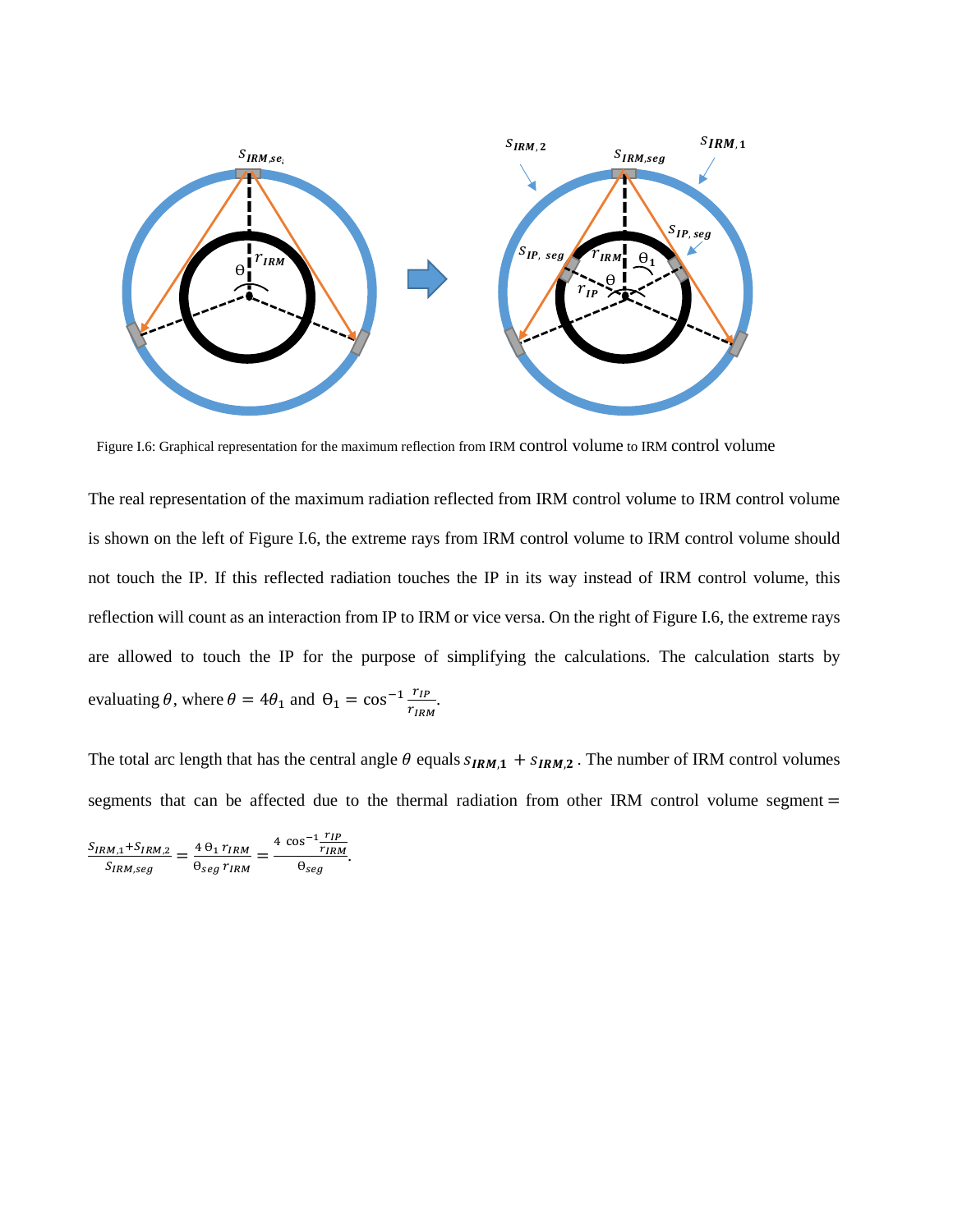Figure I.6: Graphical representation for the maximum reflection from IRM control volume to IRM control volume

The real representation of the maximum radiation reflected from IRM control volume to IRM control volume is shown on the left of Figure I.6, the extreme rays from IRM control volume to IRM control volume should not touch the IP. If this reflected radiation touches the IP in its way instead of IRM control volume, this reflection will count as an interaction from IP to IRM or vice versa. On the right of Figure I.6, the extreme rays are allowed to touch the IP for the purpose of simplifying the calculations. The calculation starts by evaluating $\theta$, where $\theta = 4\theta_1$ and $\Theta_1 = \cos^{-1}\frac{r_{IP}}{r_{IRM}}$.

The total arc length that has the central angle $\theta$ equals $s_{IRM,1} + s_{IRM,2}$. The number of IRM control volumes segments that can be affected due to the thermal radiation from other IRM control volume segment $= \frac{S_{IRM,1}+S_{IRM,2}}{S_{IRM,seg}} = \frac{4\,\Theta_1\, r_{IRM}}{\Theta_{seg}\, r_{IRM}} = \frac{4\,\cos^{-1}\frac{r_{IP}}{r_{IRM}}}{\Theta_{seg}}$.